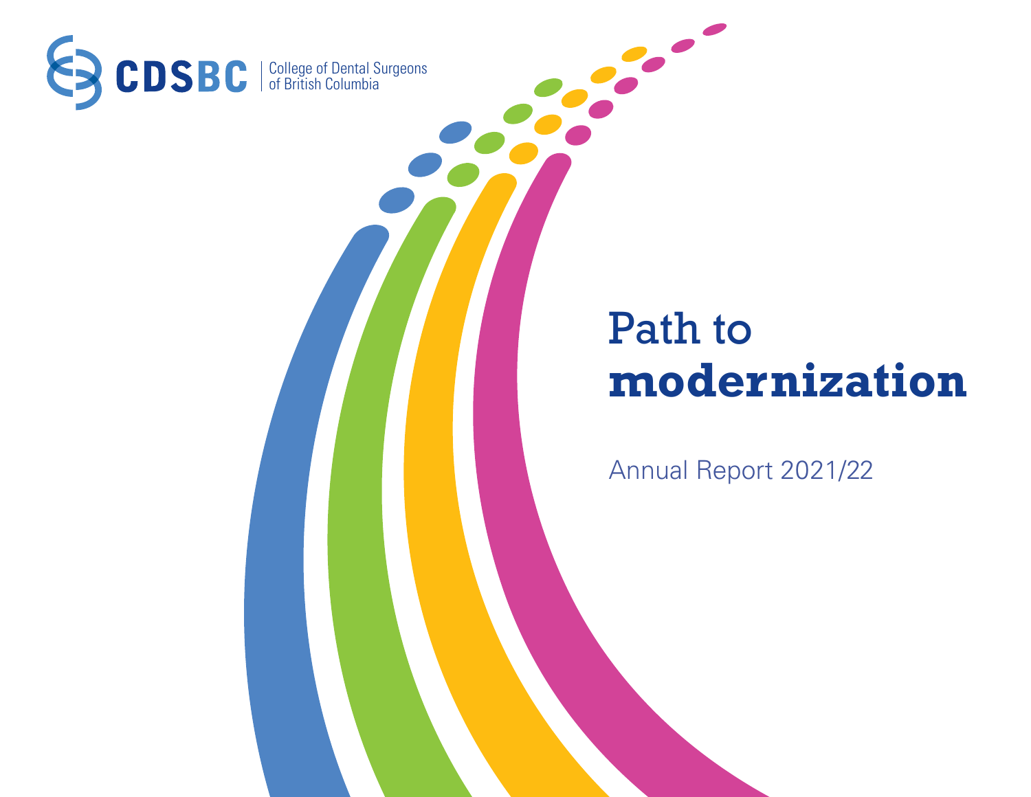CDSBC | College of Dental Surgeons of British Columbia

# Path to **modernization**

Annual Report 2021/22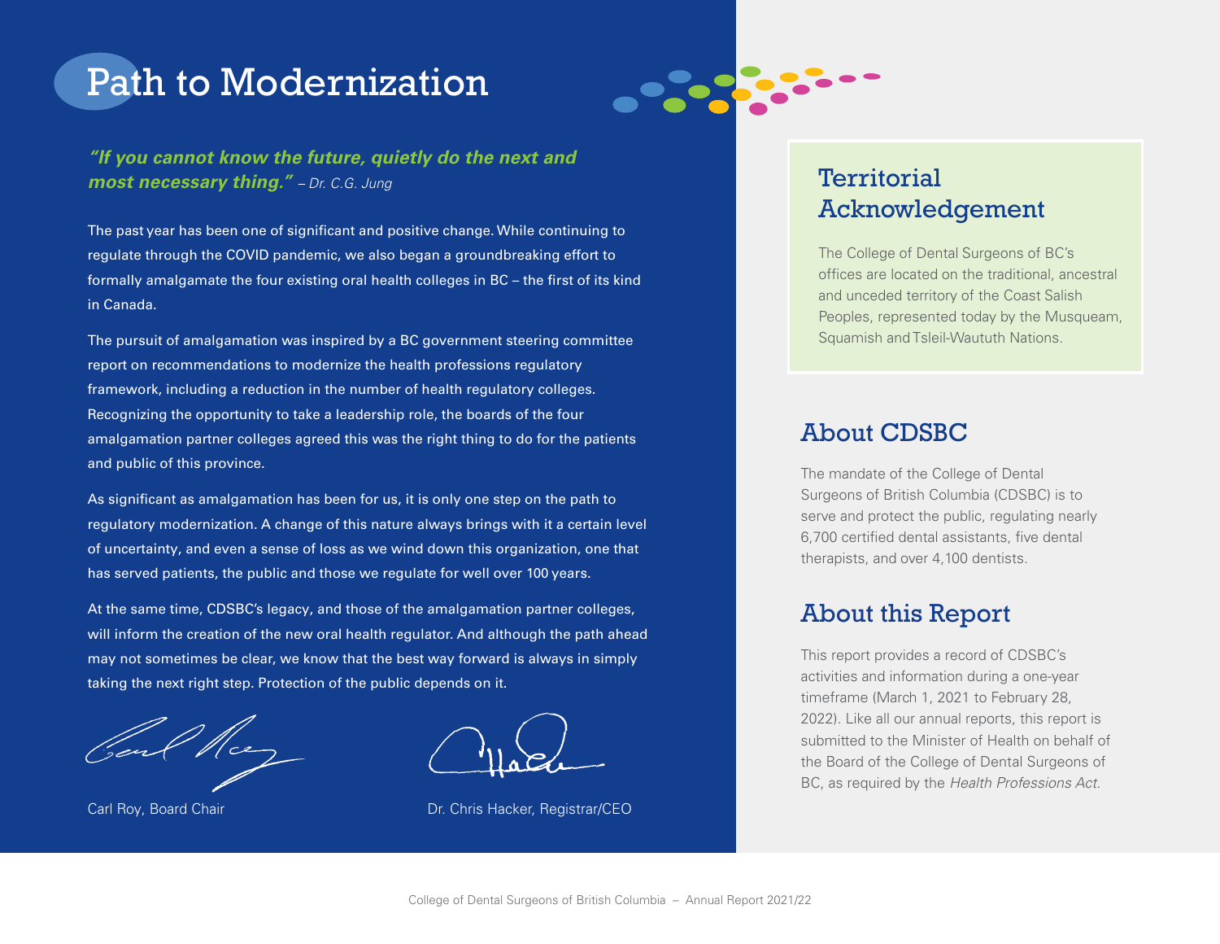# Path to Modernization

***"If you cannot know the future, quietly do the next and most necessary thing."*** *– Dr. C.G. Jung*

The past year has been one of significant and positive change. While continuing to regulate through the COVID pandemic, we also began a groundbreaking effort to formally amalgamate the four existing oral health colleges in BC – the first of its kind in Canada.

The pursuit of amalgamation was inspired by a BC government steering committee report on recommendations to modernize the health professions regulatory framework, including a reduction in the number of health regulatory colleges. Recognizing the opportunity to take a leadership role, the boards of the four amalgamation partner colleges agreed this was the right thing to do for the patients and public of this province.

As significant as amalgamation has been for us, it is only one step on the path to regulatory modernization. A change of this nature always brings with it a certain level of uncertainty, and even a sense of loss as we wind down this organization, one that has served patients, the public and those we regulate for well over 100 years.

At the same time, CDSBC's legacy, and those of the amalgamation partner colleges, will inform the creation of the new oral health regulator. And although the path ahead may not sometimes be clear, we know that the best way forward is always in simply taking the next right step. Protection of the public depends on it.

Carl Roy, Board Chair

Dr. Chris Hacker, Registrar/CEO

## Territorial Acknowledgement

The College of Dental Surgeons of BC's offices are located on the traditional, ancestral and unceded territory of the Coast Salish Peoples, represented today by the Musqueam, Squamish and Tsleil-Waututh Nations.

## About CDSBC

The mandate of the College of Dental Surgeons of British Columbia (CDSBC) is to serve and protect the public, regulating nearly 6,700 certified dental assistants, five dental therapists, and over 4,100 dentists.

## About this Report

This report provides a record of CDSBC's activities and information during a one-year timeframe (March 1, 2021 to February 28, 2022). Like all our annual reports, this report is submitted to the Minister of Health on behalf of the Board of the College of Dental Surgeons of BC, as required by the *Health Professions Act*.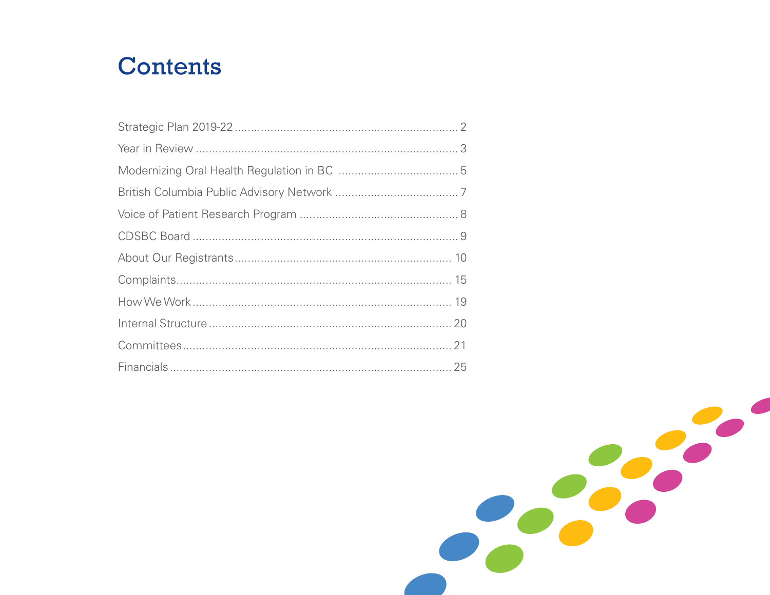# Contents

| Section | Page |
|---|---|
| Strategic Plan 2019-22 | 2 |
| Year in Review | 3 |
| Modernizing Oral Health Regulation in BC | 5 |
| British Columbia Public Advisory Network | 7 |
| Voice of Patient Research Program | 8 |
| CDSBC Board | 9 |
| About Our Registrants | 10 |
| Complaints | 15 |
| How We Work | 19 |
| Internal Structure | 20 |
| Committees | 21 |
| Financials | 25 |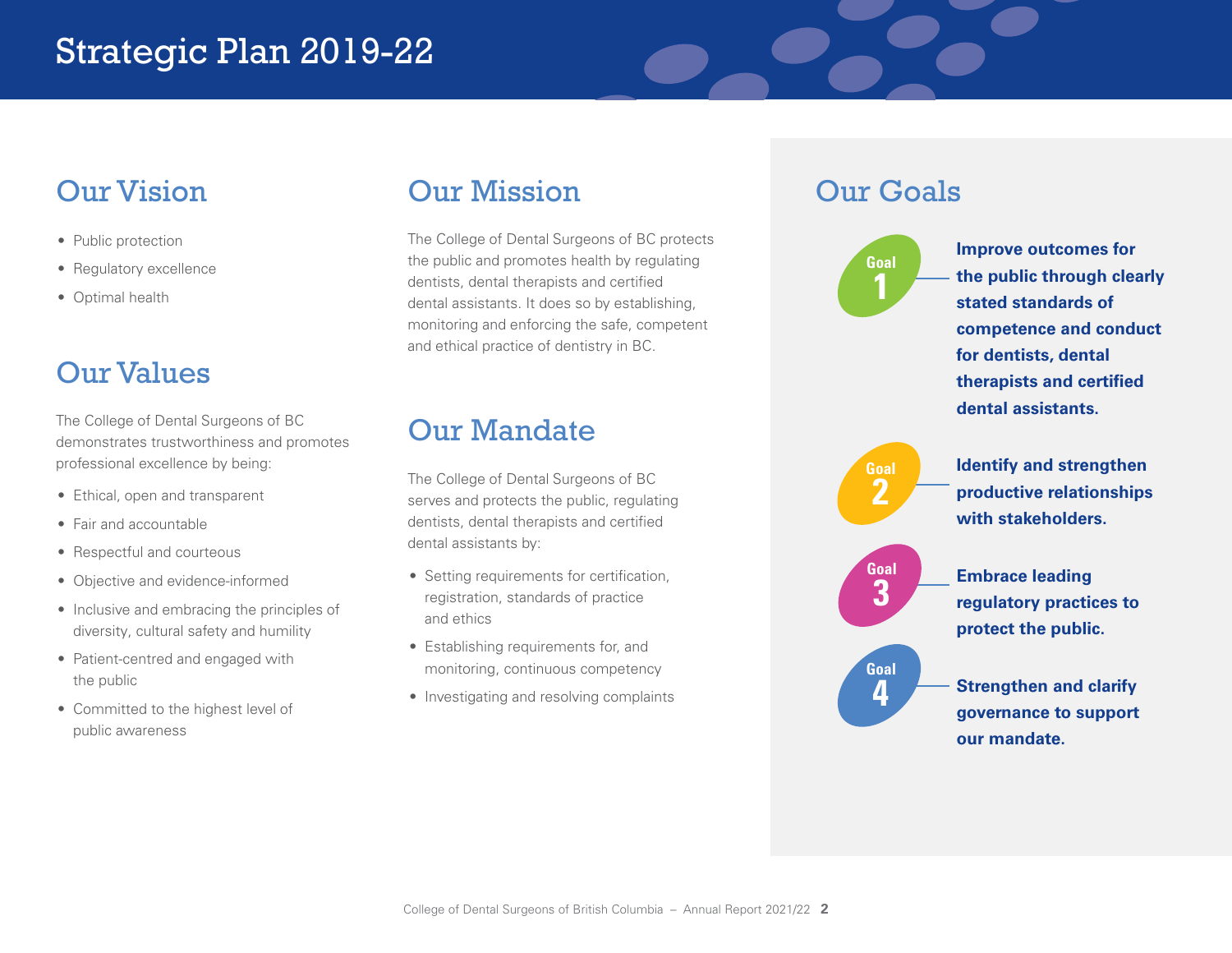# Strategic Plan 2019-22

## Our Vision

- Public protection
- Regulatory excellence
- Optimal health

## Our Values

The College of Dental Surgeons of BC demonstrates trustworthiness and promotes professional excellence by being:

- Ethical, open and transparent
- Fair and accountable
- Respectful and courteous
- Objective and evidence-informed
- Inclusive and embracing the principles of diversity, cultural safety and humility
- Patient-centred and engaged with the public
- Committed to the highest level of public awareness

## Our Mission

The College of Dental Surgeons of BC protects the public and promotes health by regulating dentists, dental therapists and certified dental assistants. It does so by establishing, monitoring and enforcing the safe, competent and ethical practice of dentistry in BC.

## Our Mandate

The College of Dental Surgeons of BC serves and protects the public, regulating dentists, dental therapists and certified dental assistants by:

- Setting requirements for certification, registration, standards of practice and ethics
- Establishing requirements for, and monitoring, continuous competency
- Investigating and resolving complaints

## Our Goals

**Goal 1** — **Improve outcomes for the public through clearly stated standards of competence and conduct for dentists, dental therapists and certified dental assistants.**

**Goal 2** — **Identify and strengthen productive relationships with stakeholders.**

**Goal 3** — **Embrace leading regulatory practices to protect the public.**

**Goal 4** — **Strengthen and clarify governance to support our mandate.**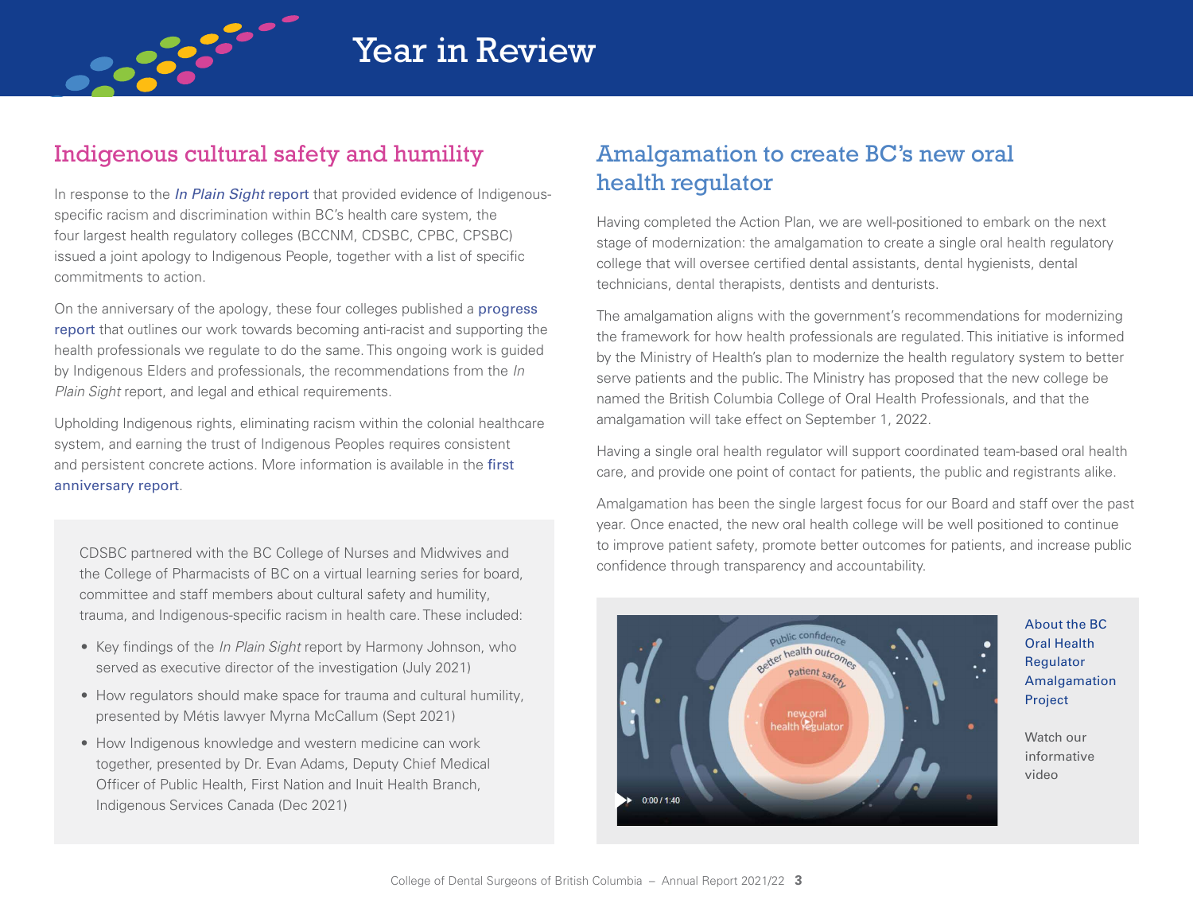# Year in Review

## Indigenous cultural safety and humility

In response to the *In Plain Sight* report that provided evidence of Indigenous-specific racism and discrimination within BC's health care system, the four largest health regulatory colleges (BCCNM, CDSBC, CPBC, CPSBC) issued a joint apology to Indigenous People, together with a list of specific commitments to action.

On the anniversary of the apology, these four colleges published a progress report that outlines our work towards becoming anti-racist and supporting the health professionals we regulate to do the same. This ongoing work is guided by Indigenous Elders and professionals, the recommendations from the *In Plain Sight* report, and legal and ethical requirements.

Upholding Indigenous rights, eliminating racism within the colonial healthcare system, and earning the trust of Indigenous Peoples requires consistent and persistent concrete actions. More information is available in the first anniversary report.

CDSBC partnered with the BC College of Nurses and Midwives and the College of Pharmacists of BC on a virtual learning series for board, committee and staff members about cultural safety and humility, trauma, and Indigenous-specific racism in health care. These included:

- Key findings of the *In Plain Sight* report by Harmony Johnson, who served as executive director of the investigation (July 2021)
- How regulators should make space for trauma and cultural humility, presented by Métis lawyer Myrna McCallum (Sept 2021)
- How Indigenous knowledge and western medicine can work together, presented by Dr. Evan Adams, Deputy Chief Medical Officer of Public Health, First Nation and Inuit Health Branch, Indigenous Services Canada (Dec 2021)

## Amalgamation to create BC's new oral health regulator

Having completed the Action Plan, we are well-positioned to embark on the next stage of modernization: the amalgamation to create a single oral health regulatory college that will oversee certified dental assistants, dental hygienists, dental technicians, dental therapists, dentists and denturists.

The amalgamation aligns with the government's recommendations for modernizing the framework for how health professionals are regulated. This initiative is informed by the Ministry of Health's plan to modernize the health regulatory system to better serve patients and the public. The Ministry has proposed that the new college be named the British Columbia College of Oral Health Professionals, and that the amalgamation will take effect on September 1, 2022.

Having a single oral health regulator will support coordinated team-based oral health care, and provide one point of contact for patients, the public and registrants alike.

Amalgamation has been the single largest focus for our Board and staff over the past year. Once enacted, the new oral health college will be well positioned to continue to improve patient safety, promote better outcomes for patients, and increase public confidence through transparency and accountability.

About the BC Oral Health Regulator Amalgamation Project

Watch our informative video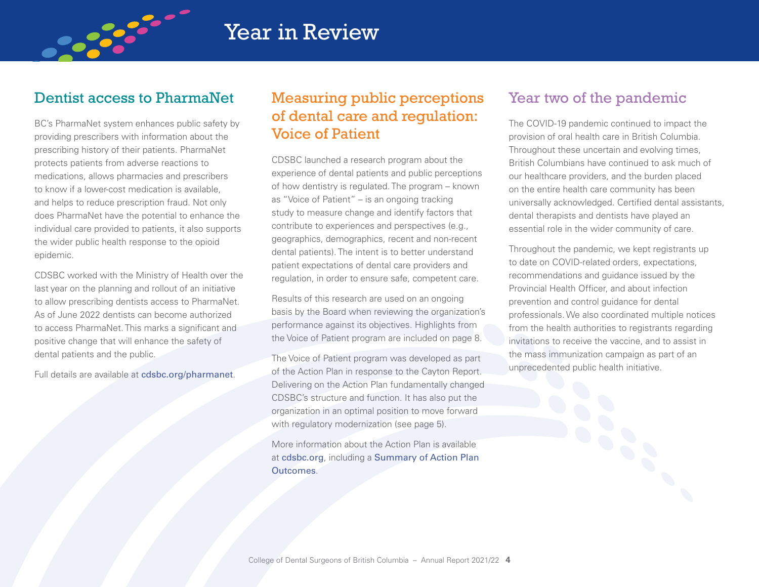# Year in Review

## Dentist access to PharmaNet

BC's PharmaNet system enhances public safety by providing prescribers with information about the prescribing history of their patients. PharmaNet protects patients from adverse reactions to medications, allows pharmacies and prescribers to know if a lower-cost medication is available, and helps to reduce prescription fraud. Not only does PharmaNet have the potential to enhance the individual care provided to patients, it also supports the wider public health response to the opioid epidemic.

CDSBC worked with the Ministry of Health over the last year on the planning and rollout of an initiative to allow prescribing dentists access to PharmaNet. As of June 2022 dentists can become authorized to access PharmaNet. This marks a significant and positive change that will enhance the safety of dental patients and the public.

Full details are available at cdsbc.org/pharmanet.

## Measuring public perceptions of dental care and regulation: Voice of Patient

CDSBC launched a research program about the experience of dental patients and public perceptions of how dentistry is regulated. The program – known as "Voice of Patient" – is an ongoing tracking study to measure change and identify factors that contribute to experiences and perspectives (e.g., geographics, demographics, recent and non-recent dental patients). The intent is to better understand patient expectations of dental care providers and regulation, in order to ensure safe, competent care.

Results of this research are used on an ongoing basis by the Board when reviewing the organization's performance against its objectives. Highlights from the Voice of Patient program are included on page 8.

The Voice of Patient program was developed as part of the Action Plan in response to the Cayton Report. Delivering on the Action Plan fundamentally changed CDSBC's structure and function. It has also put the organization in an optimal position to move forward with regulatory modernization (see page 5).

More information about the Action Plan is available at cdsbc.org, including a Summary of Action Plan Outcomes.

## Year two of the pandemic

The COVID-19 pandemic continued to impact the provision of oral health care in British Columbia. Throughout these uncertain and evolving times, British Columbians have continued to ask much of our healthcare providers, and the burden placed on the entire health care community has been universally acknowledged. Certified dental assistants, dental therapists and dentists have played an essential role in the wider community of care.

Throughout the pandemic, we kept registrants up to date on COVID-related orders, expectations, recommendations and guidance issued by the Provincial Health Officer, and about infection prevention and control guidance for dental professionals. We also coordinated multiple notices from the health authorities to registrants regarding invitations to receive the vaccine, and to assist in the mass immunization campaign as part of an unprecedented public health initiative.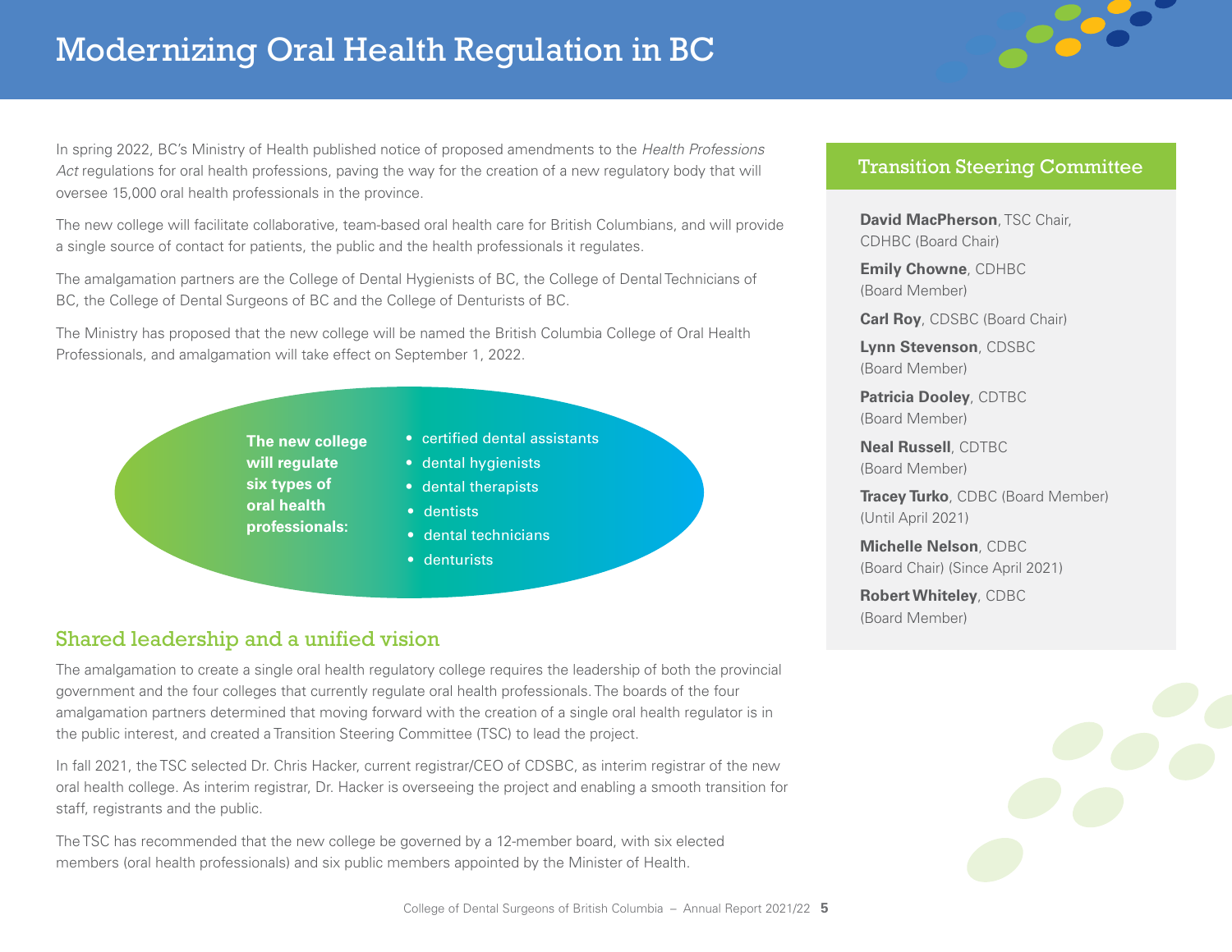# Modernizing Oral Health Regulation in BC

In spring 2022, BC's Ministry of Health published notice of proposed amendments to the *Health Professions Act* regulations for oral health professions, paving the way for the creation of a new regulatory body that will oversee 15,000 oral health professionals in the province.

The new college will facilitate collaborative, team-based oral health care for British Columbians, and will provide a single source of contact for patients, the public and the health professionals it regulates.

The amalgamation partners are the College of Dental Hygienists of BC, the College of Dental Technicians of BC, the College of Dental Surgeons of BC and the College of Denturists of BC.

The Ministry has proposed that the new college will be named the British Columbia College of Oral Health Professionals, and amalgamation will take effect on September 1, 2022.

**The new college will regulate six types of oral health professionals:**

- certified dental assistants
- dental hygienists
- dental therapists
- dentists
- dental technicians
- denturists

## Shared leadership and a unified vision

The amalgamation to create a single oral health regulatory college requires the leadership of both the provincial government and the four colleges that currently regulate oral health professionals. The boards of the four amalgamation partners determined that moving forward with the creation of a single oral health regulator is in the public interest, and created a Transition Steering Committee (TSC) to lead the project.

In fall 2021, the TSC selected Dr. Chris Hacker, current registrar/CEO of CDSBC, as interim registrar of the new oral health college. As interim registrar, Dr. Hacker is overseeing the project and enabling a smooth transition for staff, registrants and the public.

The TSC has recommended that the new college be governed by a 12-member board, with six elected members (oral health professionals) and six public members appointed by the Minister of Health.

## Transition Steering Committee

**David MacPherson**, TSC Chair, CDHBC (Board Chair)

**Emily Chowne**, CDHBC (Board Member)

**Carl Roy**, CDSBC (Board Chair)

**Lynn Stevenson**, CDSBC (Board Member)

**Patricia Dooley**, CDTBC (Board Member)

**Neal Russell**, CDTBC (Board Member)

**Tracey Turko**, CDBC (Board Member) (Until April 2021)

**Michelle Nelson**, CDBC (Board Chair) (Since April 2021)

**Robert Whiteley**, CDBC (Board Member)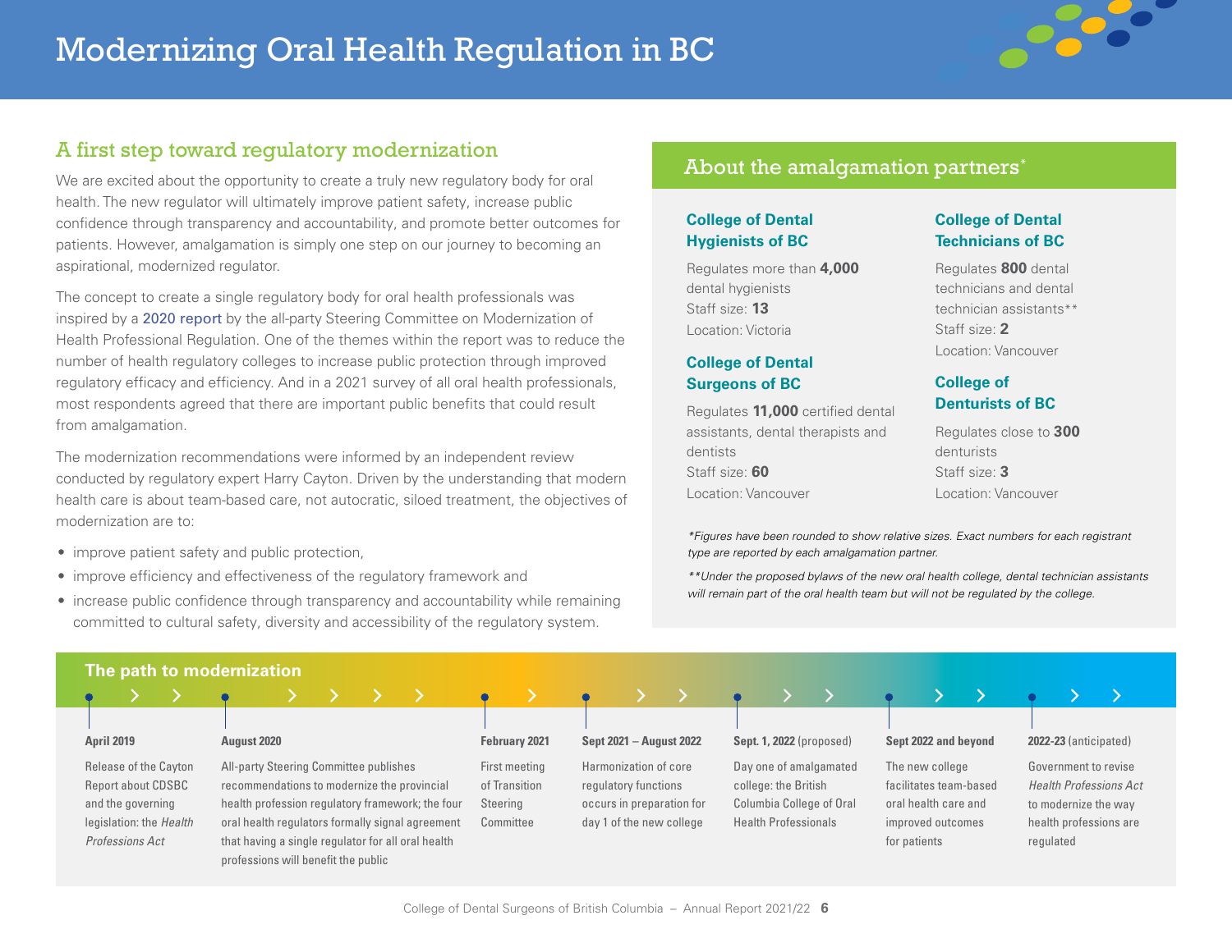# Modernizing Oral Health Regulation in BC

## A first step toward regulatory modernization

We are excited about the opportunity to create a truly new regulatory body for oral health. The new regulator will ultimately improve patient safety, increase public confidence through transparency and accountability, and promote better outcomes for patients. However, amalgamation is simply one step on our journey to becoming an aspirational, modernized regulator.

The concept to create a single regulatory body for oral health professionals was inspired by a 2020 report by the all-party Steering Committee on Modernization of Health Professional Regulation. One of the themes within the report was to reduce the number of health regulatory colleges to increase public protection through improved regulatory efficacy and efficiency. And in a 2021 survey of all oral health professionals, most respondents agreed that there are important public benefits that could result from amalgamation.

The modernization recommendations were informed by an independent review conducted by regulatory expert Harry Cayton. Driven by the understanding that modern health care is about team-based care, not autocratic, siloed treatment, the objectives of modernization are to:

- improve patient safety and public protection,
- improve efficiency and effectiveness of the regulatory framework and
- increase public confidence through transparency and accountability while remaining committed to cultural safety, diversity and accessibility of the regulatory system.

## About the amalgamation partners*

### College of Dental Hygienists of BC

Regulates more than **4,000** dental hygienists
Staff size: **13**
Location: Victoria

### College of Dental Surgeons of BC

Regulates **11,000** certified dental assistants, dental therapists and dentists
Staff size: **60**
Location: Vancouver

### College of Dental Technicians of BC

Regulates **800** dental technicians and dental technician assistants**
Staff size: **2**
Location: Vancouver

### College of Denturists of BC

Regulates close to **300** denturists
Staff size: **3**
Location: Vancouver

*\*Figures have been rounded to show relative sizes. Exact numbers for each registrant type are reported by each amalgamation partner.*

*\*\*Under the proposed bylaws of the new oral health college, dental technician assistants will remain part of the oral health team but will not be regulated by the college.*

## The path to modernization

**April 2019**
Release of the Cayton Report about CDSBC and the governing legislation: the *Health Professions Act*

**August 2020**
All-party Steering Committee publishes recommendations to modernize the provincial health profession regulatory framework; the four oral health regulators formally signal agreement that having a single regulator for all oral health professions will benefit the public

**February 2021**
First meeting of Transition Steering Committee

**Sept 2021 – August 2022**
Harmonization of core regulatory functions occurs in preparation for day 1 of the new college

**Sept. 1, 2022** (proposed)
Day one of amalgamated college: the British Columbia College of Oral Health Professionals

**Sept 2022 and beyond**
The new college facilitates team-based oral health care and improved outcomes for patients

**2022-23** (anticipated)
Government to revise *Health Professions Act* to modernize the way health professions are regulated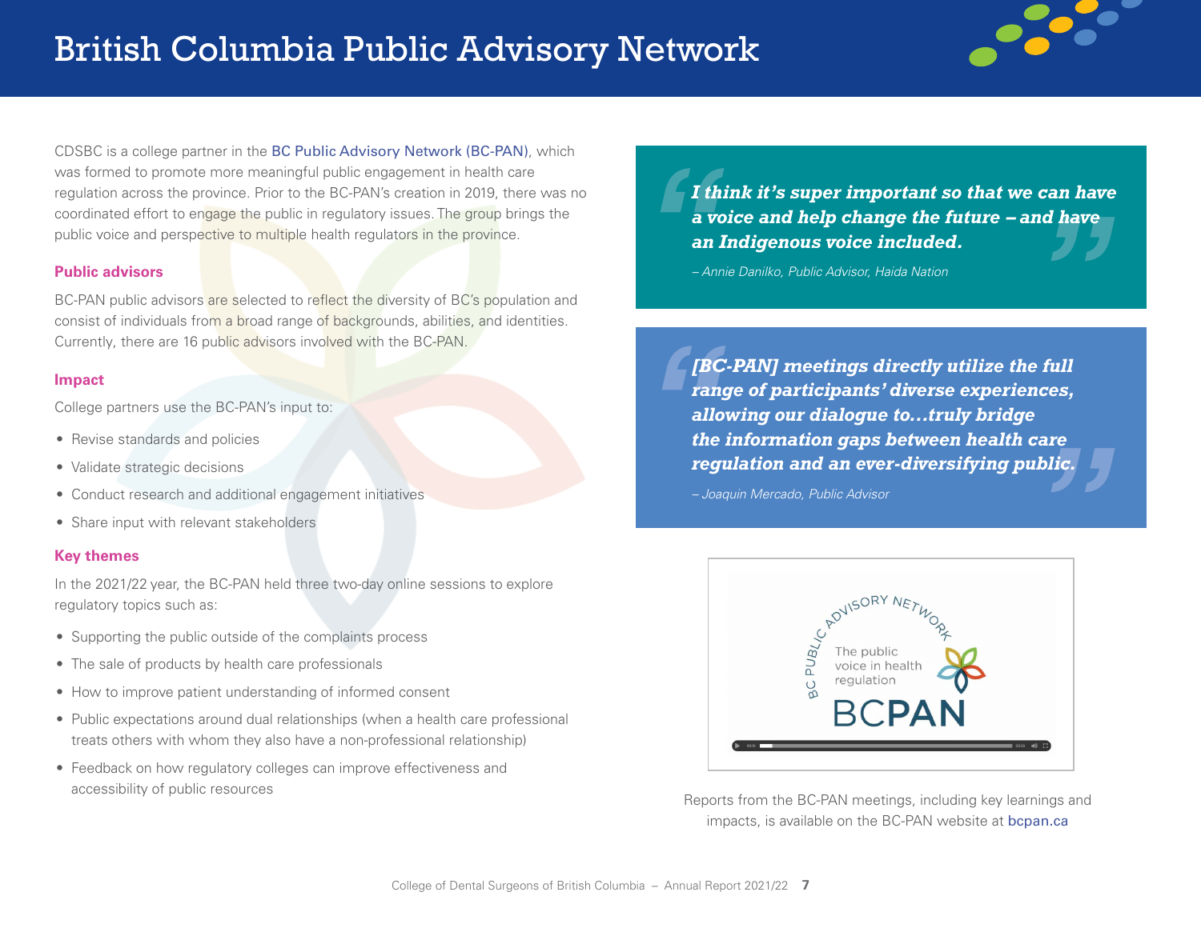# British Columbia Public Advisory Network

CDSBC is a college partner in the BC Public Advisory Network (BC-PAN), which was formed to promote more meaningful public engagement in health care regulation across the province. Prior to the BC-PAN's creation in 2019, there was no coordinated effort to engage the public in regulatory issues. The group brings the public voice and perspective to multiple health regulators in the province.

### Public advisors

BC-PAN public advisors are selected to reflect the diversity of BC's population and consist of individuals from a broad range of backgrounds, abilities, and identities. Currently, there are 16 public advisors involved with the BC-PAN.

### Impact

College partners use the BC-PAN's input to:

- Revise standards and policies
- Validate strategic decisions
- Conduct research and additional engagement initiatives
- Share input with relevant stakeholders

### Key themes

In the 2021/22 year, the BC-PAN held three two-day online sessions to explore regulatory topics such as:

- Supporting the public outside of the complaints process
- The sale of products by health care professionals
- How to improve patient understanding of informed consent
- Public expectations around dual relationships (when a health care professional treats others with whom they also have a non-professional relationship)
- Feedback on how regulatory colleges can improve effectiveness and accessibility of public resources

> ***I think it's super important so that we can have a voice and help change the future – and have an Indigenous voice included.***
>
> *– Annie Danilko, Public Advisor, Haida Nation*

> ***[BC-PAN] meetings directly utilize the full range of participants' diverse experiences, allowing our dialogue to…truly bridge the information gaps between health care regulation and an ever-diversifying public.***
>
> *– Joaquin Mercado, Public Advisor*

Reports from the BC-PAN meetings, including key learnings and impacts, is available on the BC-PAN website at bcpan.ca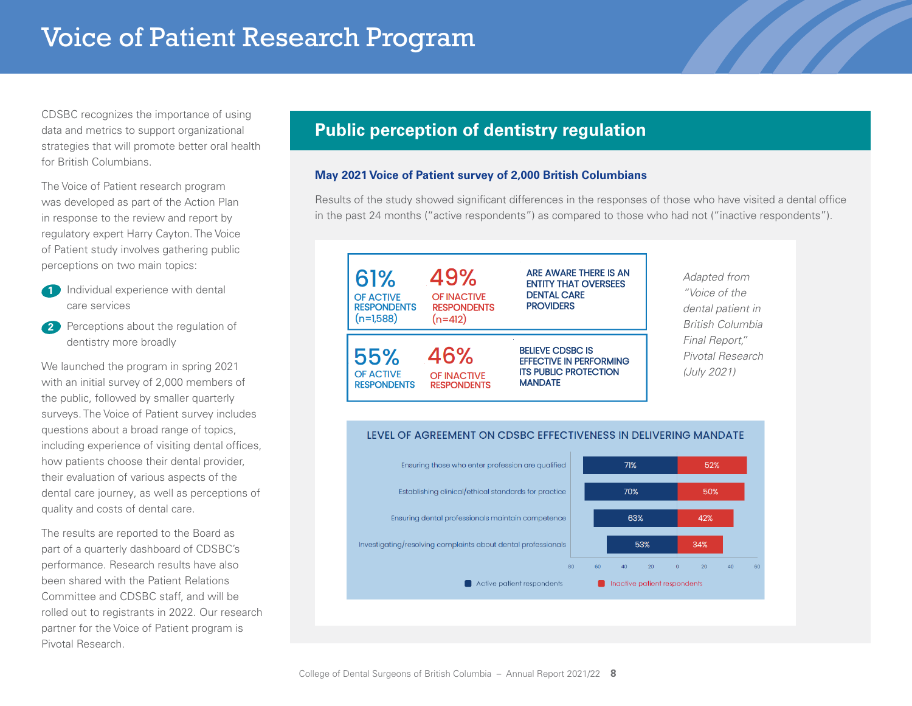# Voice of Patient Research Program

CDSBC recognizes the importance of using data and metrics to support organizational strategies that will promote better oral health for British Columbians.

The Voice of Patient research program was developed as part of the Action Plan in response to the review and report by regulatory expert Harry Cayton. The Voice of Patient study involves gathering public perceptions on two main topics:

1. Individual experience with dental care services
2. Perceptions about the regulation of dentistry more broadly

We launched the program in spring 2021 with an initial survey of 2,000 members of the public, followed by smaller quarterly surveys. The Voice of Patient survey includes questions about a broad range of topics, including experience of visiting dental offices, how patients choose their dental provider, their evaluation of various aspects of the dental care journey, as well as perceptions of quality and costs of dental care.

The results are reported to the Board as part of a quarterly dashboard of CDSBC's performance. Research results have also been shared with the Patient Relations Committee and CDSBC staff, and will be rolled out to registrants in 2022. Our research partner for the Voice of Patient program is Pivotal Research.

## Public perception of dentistry regulation

### May 2021 Voice of Patient survey of 2,000 British Columbians

Results of the study showed significant differences in the responses of those who have visited a dental office in the past 24 months ("active respondents") as compared to those who had not ("inactive respondents").

| Active respondents | Inactive respondents | |
|---|---|---|
| **61%** of active respondents (n=1,588) | **49%** of inactive respondents (n=412) | Are aware there is an entity that oversees dental care providers |
| **55%** of active respondents | **46%** of inactive respondents | Believe CDSBC is effective in performing its public protection mandate |

*Adapted from "Voice of the dental patient in British Columbia Final Report," Pivotal Research (July 2021)*

**Level of agreement on CDSBC effectiveness in delivering mandate**

| | Active patient respondents | Inactive patient respondents |
|---|---|---|
| Ensuring those who enter profession are qualified | 71% | 52% |
| Establishing clinical/ethical standards for practice | 70% | 50% |
| Ensuring dental professionals maintain competence | 63% | 42% |
| Investigating/resolving complaints about dental professionals | 53% | 34% |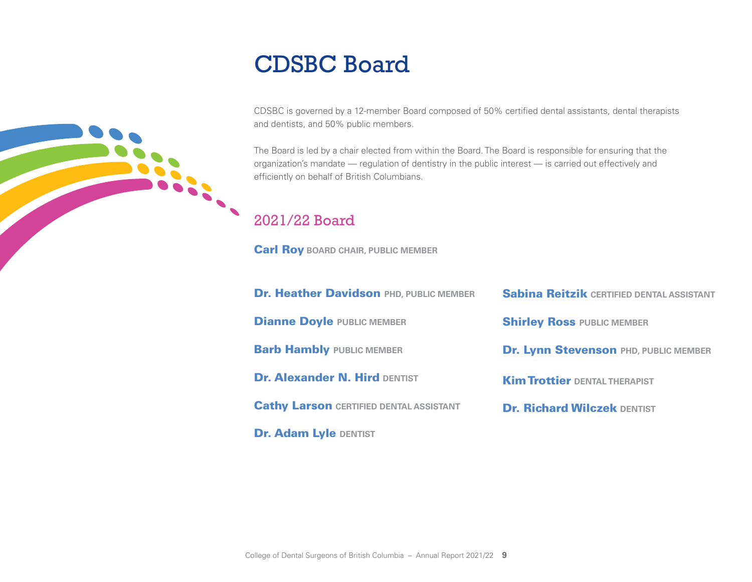# CDSBC Board

CDSBC is governed by a 12-member Board composed of 50% certified dental assistants, dental therapists and dentists, and 50% public members.

The Board is led by a chair elected from within the Board. The Board is responsible for ensuring that the organization's mandate — regulation of dentistry in the public interest — is carried out effectively and efficiently on behalf of British Columbians.

## 2021/22 Board

**Carl Roy** BOARD CHAIR, PUBLIC MEMBER

**Dr. Heather Davidson** PHD, PUBLIC MEMBER

**Dianne Doyle** PUBLIC MEMBER

**Barb Hambly** PUBLIC MEMBER

**Dr. Alexander N. Hird** DENTIST

**Cathy Larson** CERTIFIED DENTAL ASSISTANT

**Dr. Adam Lyle** DENTIST

**Sabina Reitzik** CERTIFIED DENTAL ASSISTANT

**Shirley Ross** PUBLIC MEMBER

**Dr. Lynn Stevenson** PHD, PUBLIC MEMBER

**Kim Trottier** DENTAL THERAPIST

**Dr. Richard Wilczek** DENTIST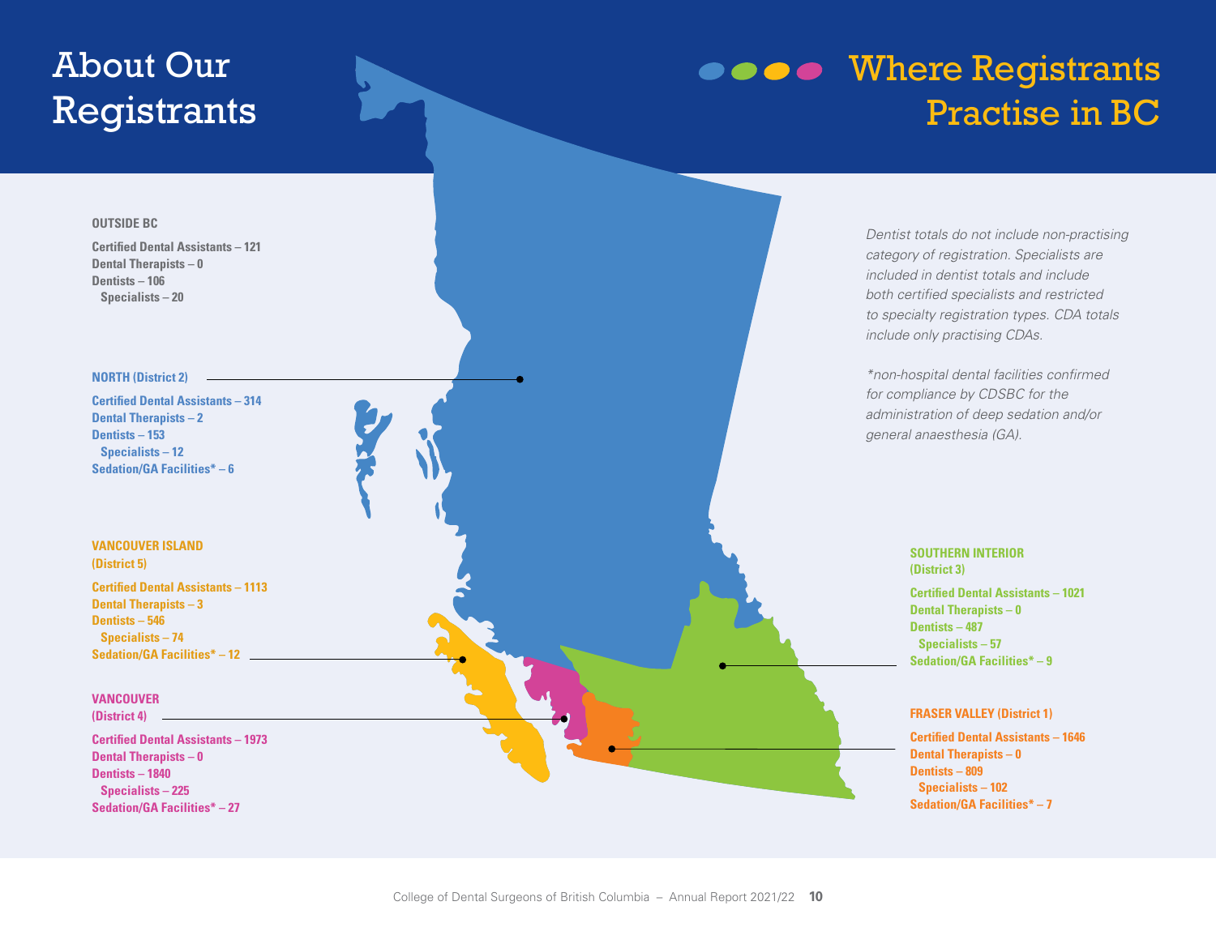# About Our Registrants

## Where Registrants Practise in BC

**OUTSIDE BC**

**Certified Dental Assistants – 121**
**Dental Therapists – 0**
**Dentists – 106**
  **Specialists – 20**

**NORTH (District 2)**

**Certified Dental Assistants – 314**
**Dental Therapists – 2**
**Dentists – 153**
  **Specialists – 12**
**Sedation/GA Facilities* – 6**

**VANCOUVER ISLAND (District 5)**

**Certified Dental Assistants – 1113**
**Dental Therapists – 3**
**Dentists – 546**
  **Specialists – 74**
**Sedation/GA Facilities* – 12**

**VANCOUVER (District 4)**

**Certified Dental Assistants – 1973**
**Dental Therapists – 0**
**Dentists – 1840**
  **Specialists – 225**
**Sedation/GA Facilities* – 27**

**SOUTHERN INTERIOR (District 3)**

**Certified Dental Assistants – 1021**
**Dental Therapists – 0**
**Dentists – 487**
  **Specialists – 57**
**Sedation/GA Facilities* – 9**

**FRASER VALLEY (District 1)**

**Certified Dental Assistants – 1646**
**Dental Therapists – 0**
**Dentists – 809**
  **Specialists – 102**
**Sedation/GA Facilities* – 7**

*Dentist totals do not include non-practising category of registration. Specialists are included in dentist totals and include both certified specialists and restricted to specialty registration types. CDA totals include only practising CDAs.*

**non-hospital dental facilities confirmed for compliance by CDSBC for the administration of deep sedation and/or general anaesthesia (GA).*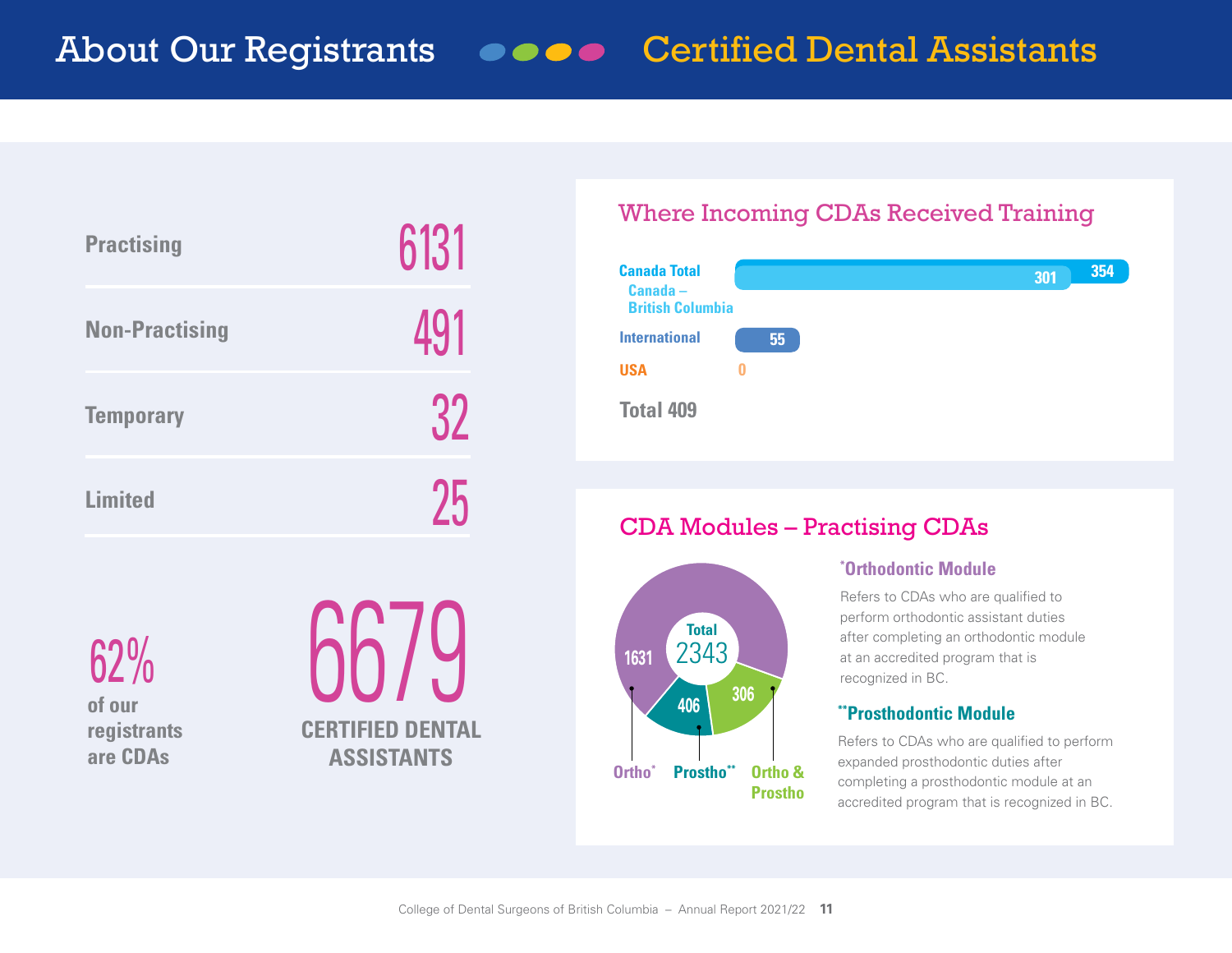## About Our Registrants — Certified Dental Assistants

| | |
|---|---|
| Practising | 6131 |
| Non-Practising | 491 |
| Temporary | 32 |
| Limited | 25 |

**62%** of our registrants are CDAs

**6679** CERTIFIED DENTAL ASSISTANTS

### Where Incoming CDAs Received Training

| | |
|---|---|
| Canada Total | 354 |
| Canada – British Columbia | 301 |
| International | 55 |
| USA | 0 |
| **Total** | **409** |

### CDA Modules – Practising CDAs

Total 2343

- Ortho*: 1631
- Prostho**: 406
- Ortho & Prostho: 306

**\*Orthodontic Module**

Refers to CDAs who are qualified to perform orthodontic assistant duties after completing an orthodontic module at an accredited program that is recognized in BC.

**\*\*Prosthodontic Module**

Refers to CDAs who are qualified to perform expanded prosthodontic duties after completing a prosthodontic module at an accredited program that is recognized in BC.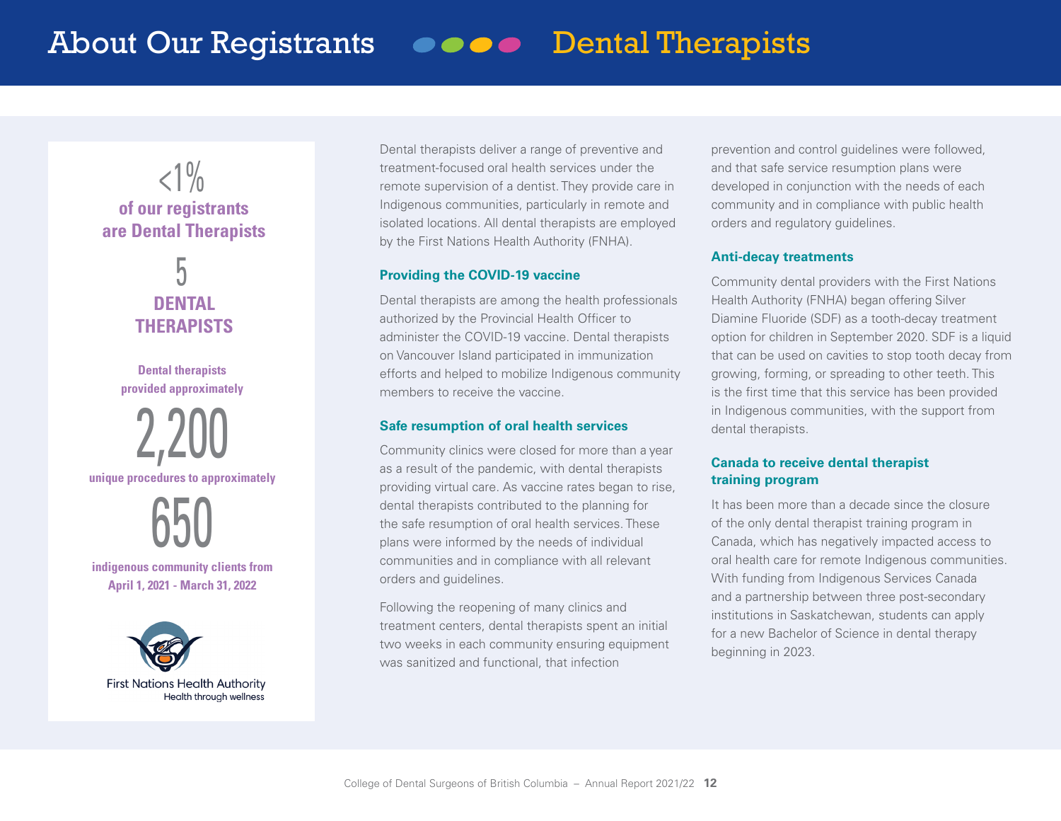# About Our Registrants — Dental Therapists

<1%

**of our registrants are Dental Therapists**

5

**DENTAL THERAPISTS**

**Dental therapists provided approximately**

2,200

**unique procedures to approximately**

650

**indigenous community clients from April 1, 2021 - March 31, 2022**

First Nations Health Authority
Health through wellness

Dental therapists deliver a range of preventive and treatment-focused oral health services under the remote supervision of a dentist. They provide care in Indigenous communities, particularly in remote and isolated locations. All dental therapists are employed by the First Nations Health Authority (FNHA).

### Providing the COVID-19 vaccine

Dental therapists are among the health professionals authorized by the Provincial Health Officer to administer the COVID-19 vaccine. Dental therapists on Vancouver Island participated in immunization efforts and helped to mobilize Indigenous community members to receive the vaccine.

### Safe resumption of oral health services

Community clinics were closed for more than a year as a result of the pandemic, with dental therapists providing virtual care. As vaccine rates began to rise, dental therapists contributed to the planning for the safe resumption of oral health services. These plans were informed by the needs of individual communities and in compliance with all relevant orders and guidelines.

Following the reopening of many clinics and treatment centers, dental therapists spent an initial two weeks in each community ensuring equipment was sanitized and functional, that infection prevention and control guidelines were followed, and that safe service resumption plans were developed in conjunction with the needs of each community and in compliance with public health orders and regulatory guidelines.

### Anti-decay treatments

Community dental providers with the First Nations Health Authority (FNHA) began offering Silver Diamine Fluoride (SDF) as a tooth-decay treatment option for children in September 2020. SDF is a liquid that can be used on cavities to stop tooth decay from growing, forming, or spreading to other teeth. This is the first time that this service has been provided in Indigenous communities, with the support from dental therapists.

### Canada to receive dental therapist training program

It has been more than a decade since the closure of the only dental therapist training program in Canada, which has negatively impacted access to oral health care for remote Indigenous communities. With funding from Indigenous Services Canada and a partnership between three post-secondary institutions in Saskatchewan, students can apply for a new Bachelor of Science in dental therapy beginning in 2023.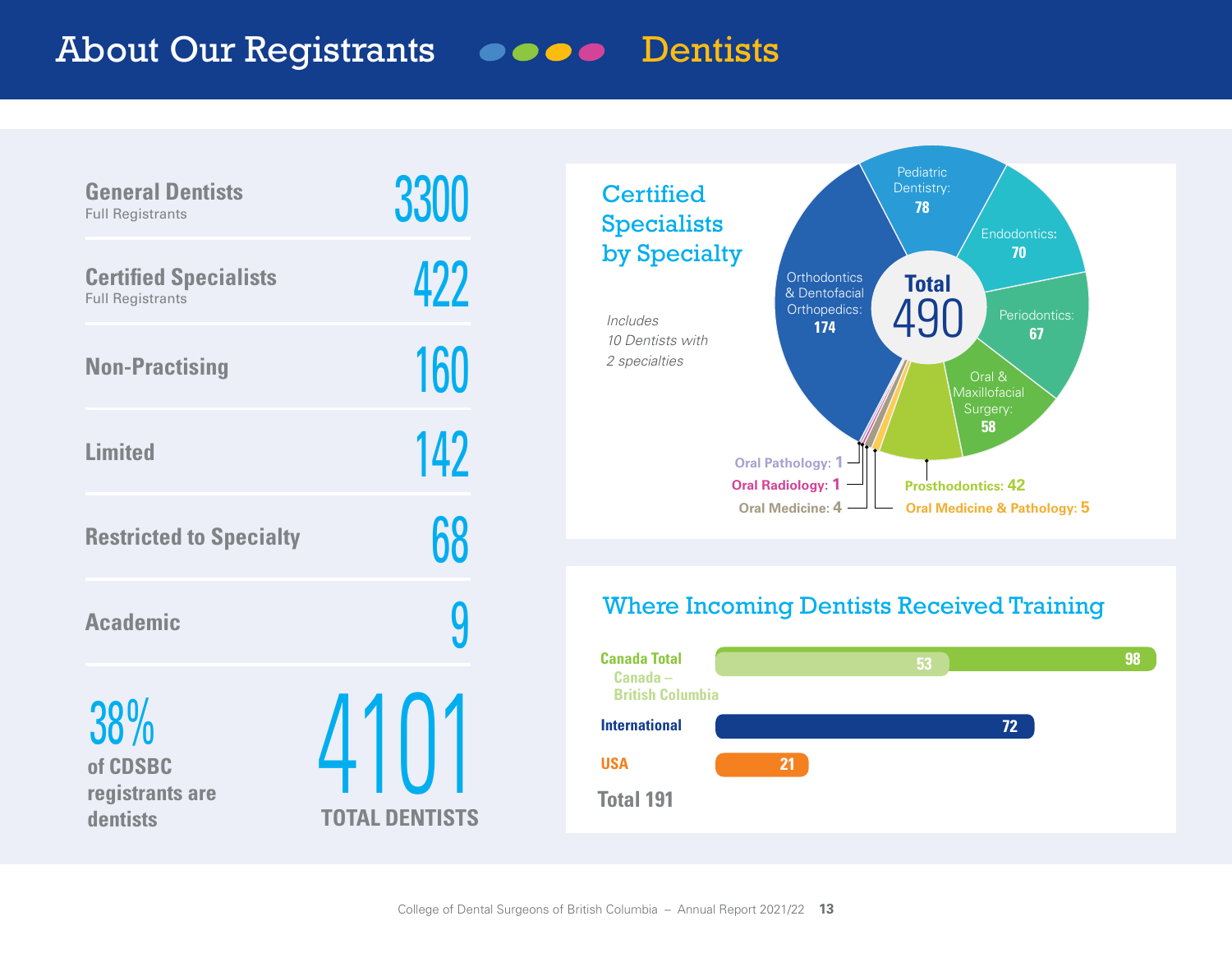# About Our Registrants — Dentists

| Category | Count |
|---|---|
| **General Dentists** (Full Registrants) | 3300 |
| **Certified Specialists** (Full Registrants) | 422 |
| **Non-Practising** | 160 |
| **Limited** | 142 |
| **Restricted to Specialty** | 68 |
| **Academic** | 9 |

**38%** of CDSBC registrants are dentists

**4101** TOTAL DENTISTS

## Certified Specialists by Specialty

*Includes 10 Dentists with 2 specialties*

| Specialty | Count |
|---|---|
| Orthodontics & Dentofacial Orthopedics | 174 |
| Pediatric Dentistry | 78 |
| Endodontics | 70 |
| Periodontics | 67 |
| Oral & Maxillofacial Surgery | 58 |
| Prosthodontics | 42 |
| Oral Medicine & Pathology | 5 |
| Oral Medicine | 4 |
| Oral Radiology | 1 |
| Oral Pathology | 1 |
| **Total** | **490** |

## Where Incoming Dentists Received Training

| Location | Count |
|---|---|
| Canada Total | 98 |
| Canada – British Columbia | 53 |
| International | 72 |
| USA | 21 |
| **Total** | **191** |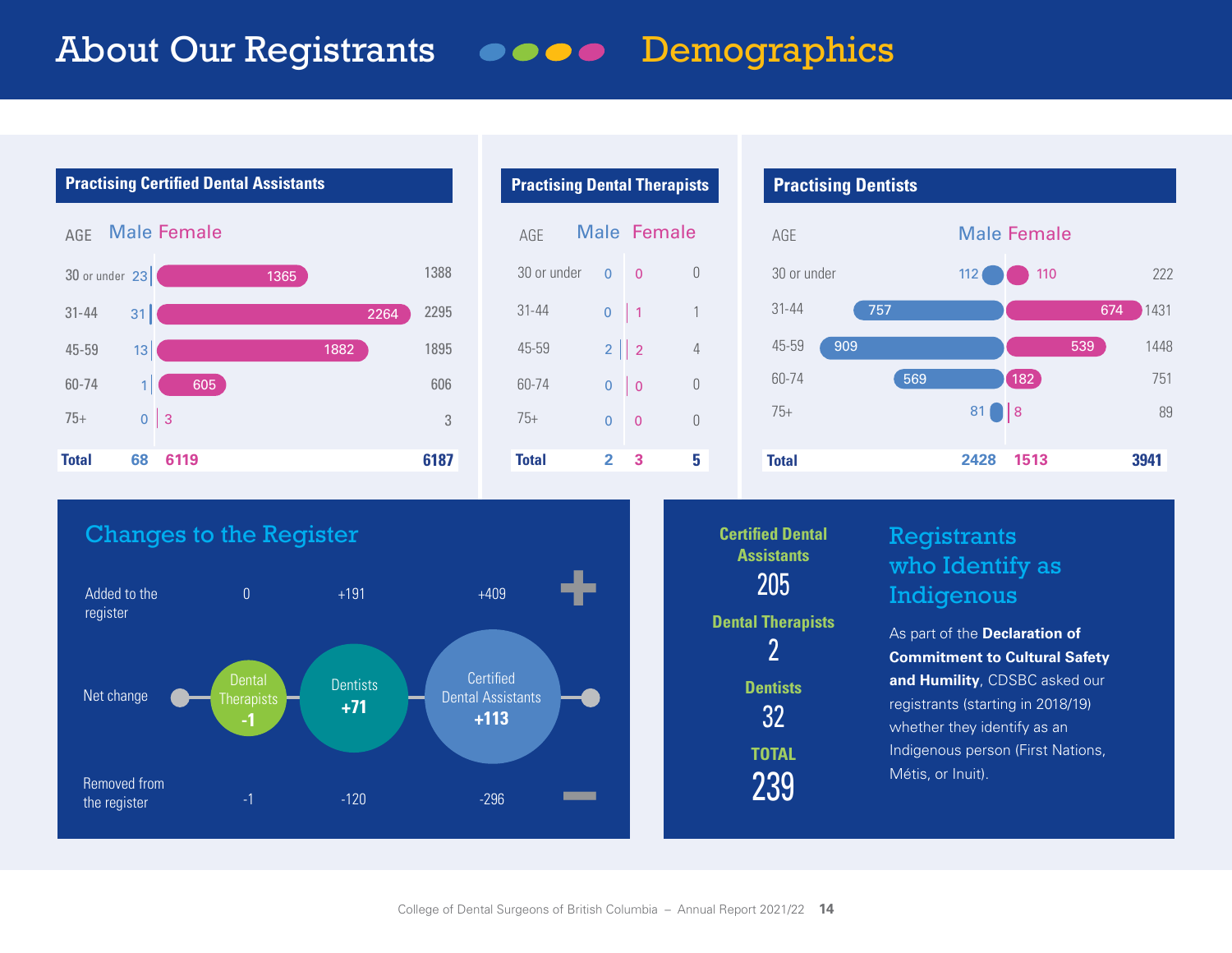# About Our Registrants — Demographics

## Practising Certified Dental Assistants

| AGE | Male | Female | Total |
|---|---|---|---|
| 30 or under | 23 | 1365 | 1388 |
| 31-44 | 31 | 2264 | 2295 |
| 45-59 | 13 | 1882 | 1895 |
| 60-74 | 1 | 605 | 606 |
| 75+ | 0 | 3 | 3 |
| **Total** | **68** | **6119** | **6187** |

## Practising Dental Therapists

| AGE | Male | Female | Total |
|---|---|---|---|
| 30 or under | 0 | 0 | 0 |
| 31-44 | 0 | 1 | 1 |
| 45-59 | 2 | 2 | 4 |
| 60-74 | 0 | 0 | 0 |
| 75+ | 0 | 0 | 0 |
| **Total** | **2** | **3** | **5** |

## Practising Dentists

| AGE | Male | Female | Total |
|---|---|---|---|
| 30 or under | 112 | 110 | 222 |
| 31-44 | 757 | 674 | 1431 |
| 45-59 | 909 | 539 | 1448 |
| 60-74 | 569 | 182 | 751 |
| 75+ | 81 | 8 | 89 |
| **Total** | **2428** | **1513** | **3941** |

## Changes to the Register

| | Dental Therapists | Dentists | Certified Dental Assistants |
|---|---|---|---|
| Added to the register | 0 | +191 | +409 |
| Net change | -1 | +71 | +113 |
| Removed from the register | -1 | -120 | -296 |

## Registrants who Identify as Indigenous

As part of the **Declaration of Commitment to Cultural Safety and Humility**, CDSBC asked our registrants (starting in 2018/19) whether they identify as an Indigenous person (First Nations, Métis, or Inuit).

**Certified Dental Assistants**
205

**Dental Therapists**
2

**Dentists**
32

**TOTAL**
239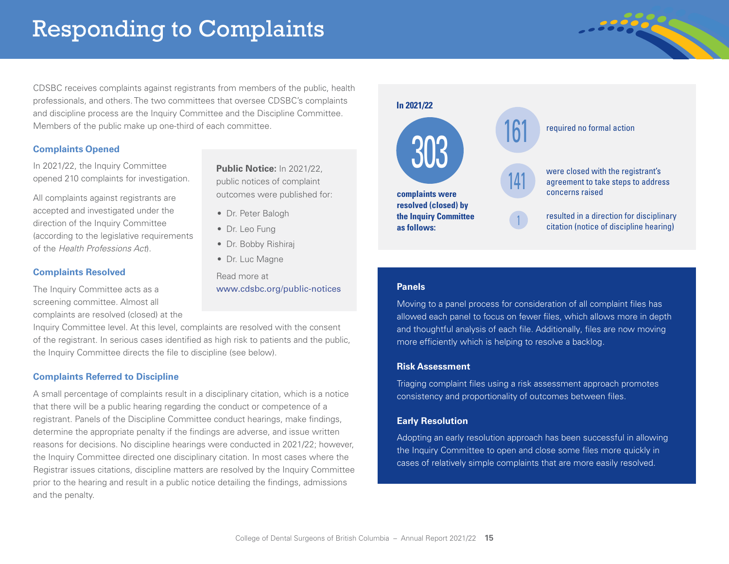# Responding to Complaints

CDSBC receives complaints against registrants from members of the public, health professionals, and others. The two committees that oversee CDSBC's complaints and discipline process are the Inquiry Committee and the Discipline Committee. Members of the public make up one-third of each committee.

### Complaints Opened

In 2021/22, the Inquiry Committee opened 210 complaints for investigation.

All complaints against registrants are accepted and investigated under the direction of the Inquiry Committee (according to the legislative requirements of the *Health Professions Act*).

**Public Notice:** In 2021/22, public notices of complaint outcomes were published for:

- Dr. Peter Balogh
- Dr. Leo Fung
- Dr. Bobby Rishiraj
- Dr. Luc Magne

Read more at www.cdsbc.org/public-notices

### Complaints Resolved

The Inquiry Committee acts as a screening committee. Almost all complaints are resolved (closed) at the Inquiry Committee level. At this level, complaints are resolved with the consent of the registrant. In serious cases identified as high risk to patients and the public, the Inquiry Committee directs the file to discipline (see below).

### Complaints Referred to Discipline

A small percentage of complaints result in a disciplinary citation, which is a notice that there will be a public hearing regarding the conduct or competence of a registrant. Panels of the Discipline Committee conduct hearings, make findings, determine the appropriate penalty if the findings are adverse, and issue written reasons for decisions. No discipline hearings were conducted in 2021/22; however, the Inquiry Committee directed one disciplinary citation. In most cases where the Registrar issues citations, discipline matters are resolved by the Inquiry Committee prior to the hearing and result in a public notice detailing the findings, admissions and the penalty.

**In 2021/22**

**303 complaints were resolved (closed) by the Inquiry Committee as follows:**

- **161** required no formal action
- **141** were closed with the registrant's agreement to take steps to address concerns raised
- **1** resulted in a direction for disciplinary citation (notice of discipline hearing)

### Panels

Moving to a panel process for consideration of all complaint files has allowed each panel to focus on fewer files, which allows more in depth and thoughtful analysis of each file. Additionally, files are now moving more efficiently which is helping to resolve a backlog.

### Risk Assessment

Triaging complaint files using a risk assessment approach promotes consistency and proportionality of outcomes between files.

### Early Resolution

Adopting an early resolution approach has been successful in allowing the Inquiry Committee to open and close some files more quickly in cases of relatively simple complaints that are more easily resolved.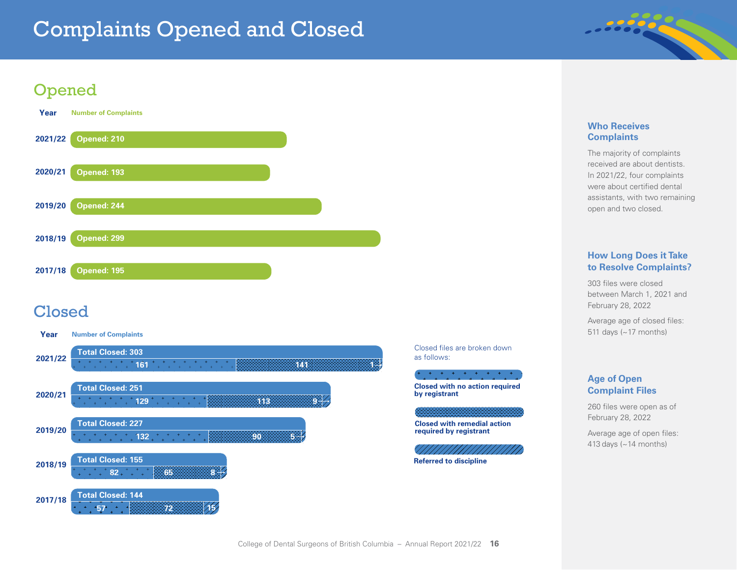# Complaints Opened and Closed

## Opened

| Year | Number of Complaints |
| --- | --- |
| 2021/22 | Opened: 210 |
| 2020/21 | Opened: 193 |
| 2019/20 | Opened: 244 |
| 2018/19 | Opened: 299 |
| 2017/18 | Opened: 195 |

## Closed

| Year | Total Closed | Closed with no action required by registrant | Closed with remedial action required by registrant | Referred to discipline |
| --- | --- | --- | --- | --- |
| 2021/22 | 303 | 161 | 141 | 1 |
| 2020/21 | 251 | 129 | 113 | 9 |
| 2019/20 | 227 | 132 | 90 | 5 |
| 2018/19 | 155 | 82 | 65 | 8 |
| 2017/18 | 144 | 57 | 72 | 15 |

Closed files are broken down as follows:

- Closed with no action required by registrant
- Closed with remedial action required by registrant
- Referred to discipline

### Who Receives Complaints

The majority of complaints received are about dentists. In 2021/22, four complaints were about certified dental assistants, with two remaining open and two closed.

### How Long Does it Take to Resolve Complaints?

303 files were closed between March 1, 2021 and February 28, 2022

Average age of closed files: 511 days (~17 months)

### Age of Open Complaint Files

260 files were open as of February 28, 2022

Average age of open files: 413 days (~14 months)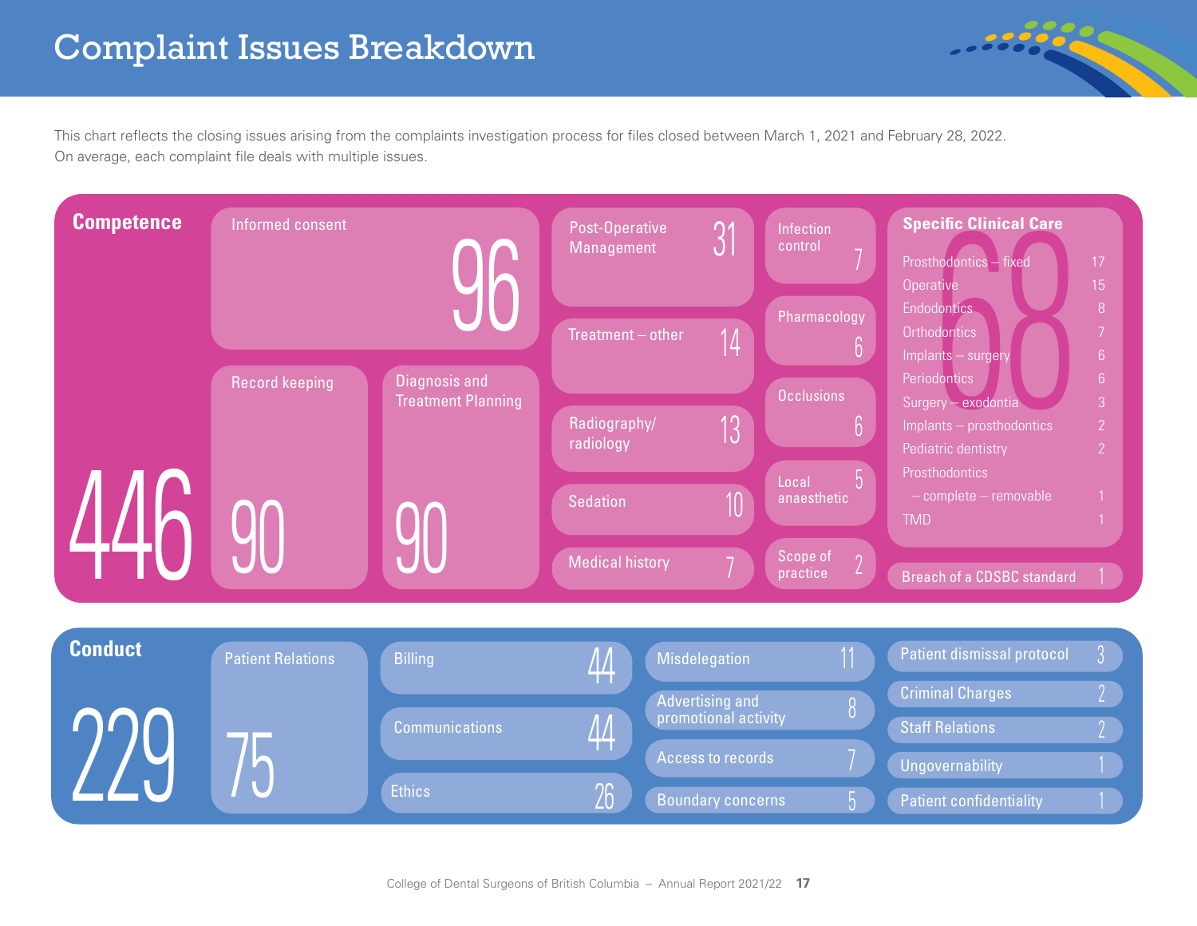# Complaint Issues Breakdown

This chart reflects the closing issues arising from the complaints investigation process for files closed between March 1, 2021 and February 28, 2022. On average, each complaint file deals with multiple issues.

## Competence — 446

| Issue | Count |
| --- | --- |
| Informed consent | 96 |
| Record keeping | 90 |
| Diagnosis and Treatment Planning | 90 |
| Post-Operative Management | 31 |
| Treatment – other | 14 |
| Radiography/radiology | 13 |
| Sedation | 10 |
| Medical history | 7 |
| Infection control | 7 |
| Pharmacology | 6 |
| Occlusions | 6 |
| Local anaesthetic | 5 |
| Scope of practice | 2 |
| Specific Clinical Care | 68 |
| Breach of a CDSBC standard | 1 |

### Specific Clinical Care — 68

| Issue | Count |
| --- | --- |
| Prosthodontics – fixed | 17 |
| Operative | 15 |
| Endodontics | 8 |
| Orthodontics | 7 |
| Implants – surgery | 6 |
| Periodontics | 6 |
| Surgery – exodontia | 3 |
| Implants – prosthodontics | 2 |
| Pediatric dentistry | 2 |
| Prosthodontics – complete – removable | 1 |
| TMD | 1 |

## Conduct — 229

| Issue | Count |
| --- | --- |
| Patient Relations | 75 |
| Billing | 44 |
| Communications | 44 |
| Ethics | 26 |
| Misdelegation | 11 |
| Advertising and promotional activity | 8 |
| Access to records | 7 |
| Boundary concerns | 5 |
| Patient dismissal protocol | 3 |
| Criminal Charges | 2 |
| Staff Relations | 2 |
| Ungovernability | 1 |
| Patient confidentiality | 1 |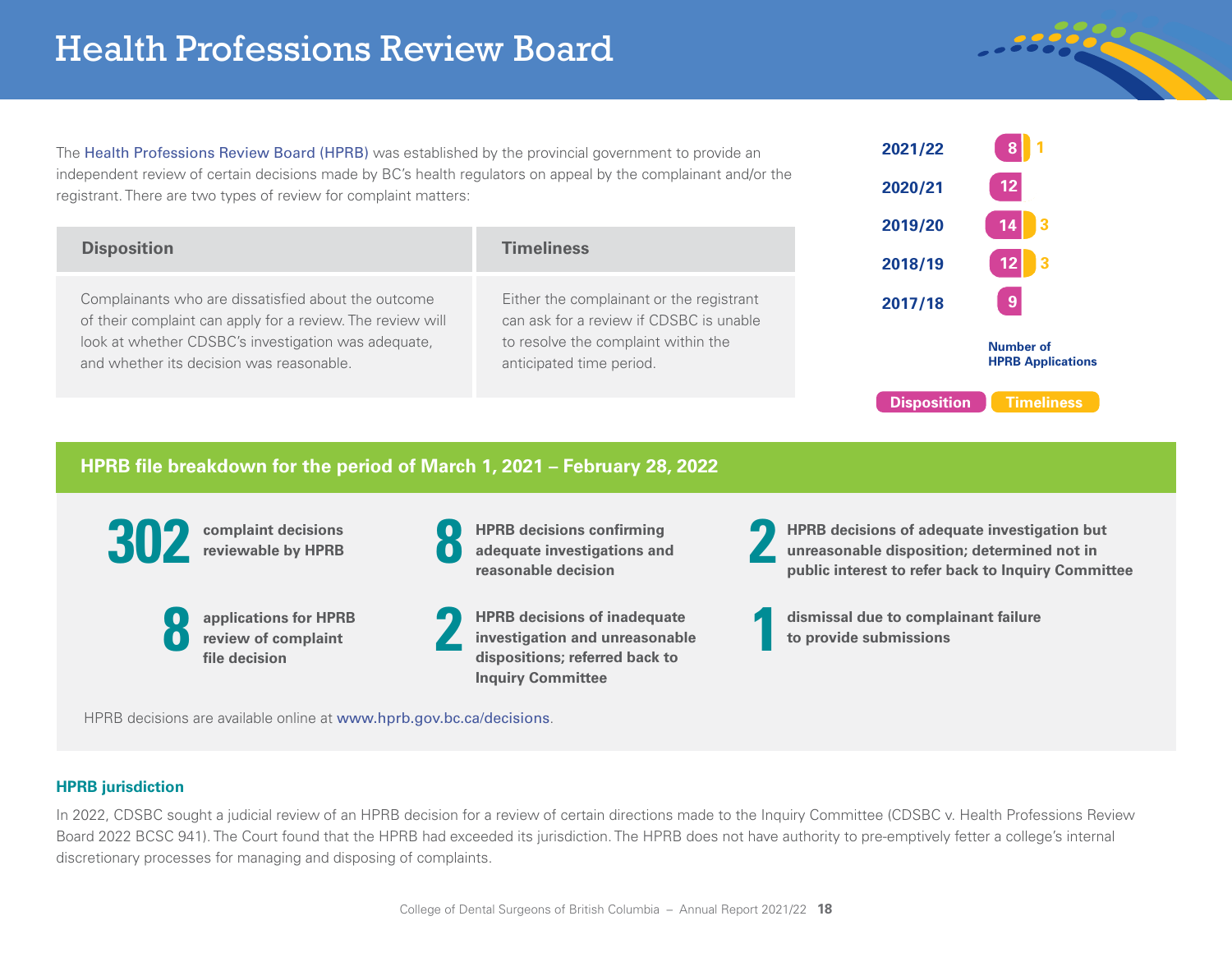# Health Professions Review Board

The Health Professions Review Board (HPRB) was established by the provincial government to provide an independent review of certain decisions made by BC's health regulators on appeal by the complainant and/or the registrant. There are two types of review for complaint matters:

| Disposition | Timeliness |
| --- | --- |
| Complainants who are dissatisfied about the outcome of their complaint can apply for a review. The review will look at whether CDSBC's investigation was adequate, and whether its decision was reasonable. | Either the complainant or the registrant can ask for a review if CDSBC is unable to resolve the complaint within the anticipated time period. |

**Number of HPRB Applications**

| Year | Disposition | Timeliness |
| --- | --- | --- |
| 2021/22 | 8 | 1 |
| 2020/21 | 12 | |
| 2019/20 | 14 | 3 |
| 2018/19 | 12 | 3 |
| 2017/18 | 9 | |

## HPRB file breakdown for the period of March 1, 2021 – February 28, 2022

**302** complaint decisions reviewable by HPRB

**8** applications for HPRB review of complaint file decision

**8** HPRB decisions confirming adequate investigations and reasonable decision

**2** HPRB decisions of inadequate investigation and unreasonable dispositions; referred back to Inquiry Committee

**2** HPRB decisions of adequate investigation but unreasonable disposition; determined not in public interest to refer back to Inquiry Committee

**1** dismissal due to complainant failure to provide submissions

HPRB decisions are available online at www.hprb.gov.bc.ca/decisions.

### HPRB jurisdiction

In 2022, CDSBC sought a judicial review of an HPRB decision for a review of certain directions made to the Inquiry Committee (CDSBC v. Health Professions Review Board 2022 BCSC 941). The Court found that the HPRB had exceeded its jurisdiction. The HPRB does not have authority to pre-emptively fetter a college's internal discretionary processes for managing and disposing of complaints.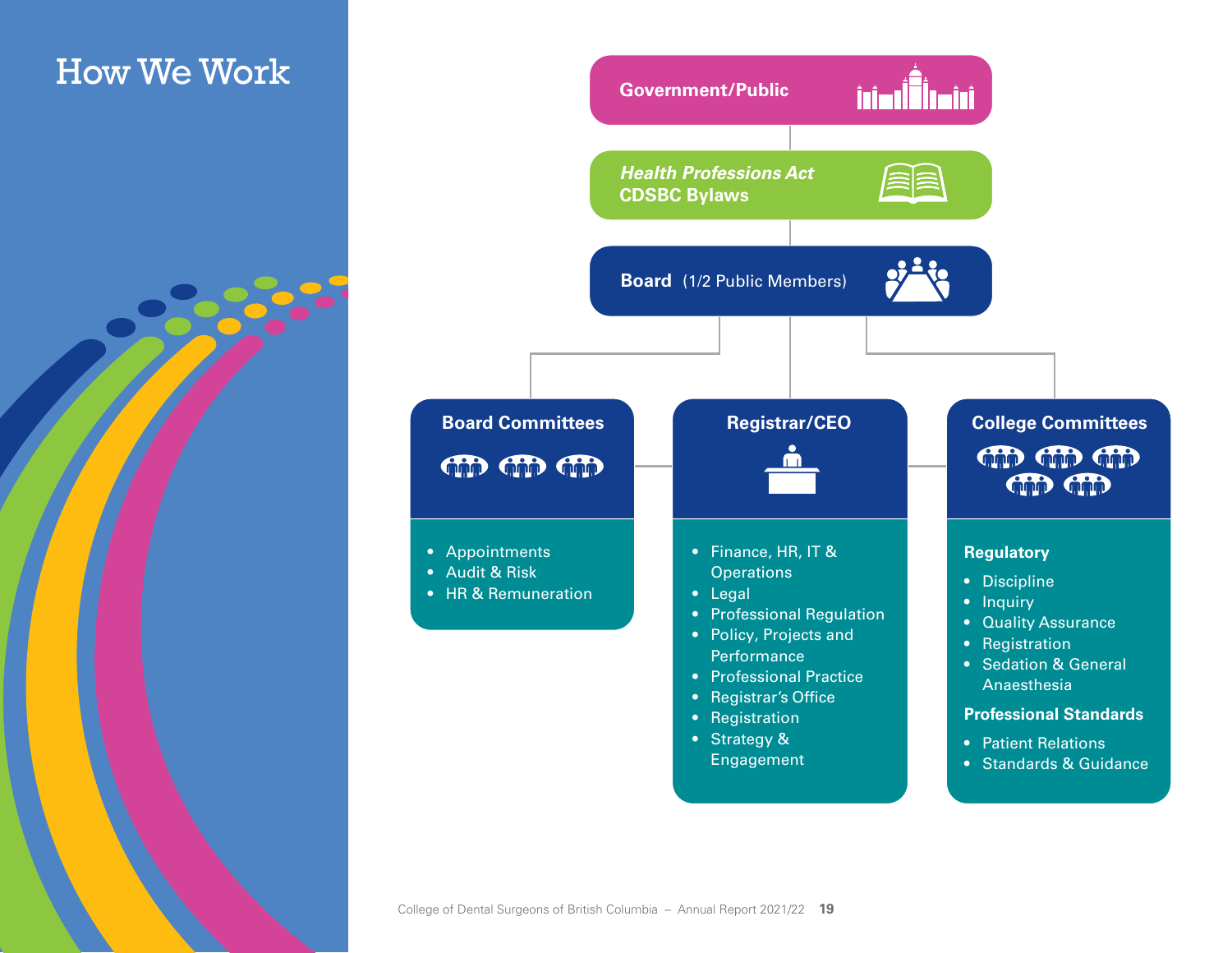# How We Work

**Government/Public**

***Health Professions Act***
**CDSBC Bylaws**

**Board** (1/2 Public Members)

## Board Committees

- Appointments
- Audit & Risk
- HR & Remuneration

## Registrar/CEO

- Finance, HR, IT & Operations
- Legal
- Professional Regulation
- Policy, Projects and Performance
- Professional Practice
- Registrar's Office
- Registration
- Strategy & Engagement

## College Committees

**Regulatory**

- Discipline
- Inquiry
- Quality Assurance
- Registration
- Sedation & General Anaesthesia

**Professional Standards**

- Patient Relations
- Standards & Guidance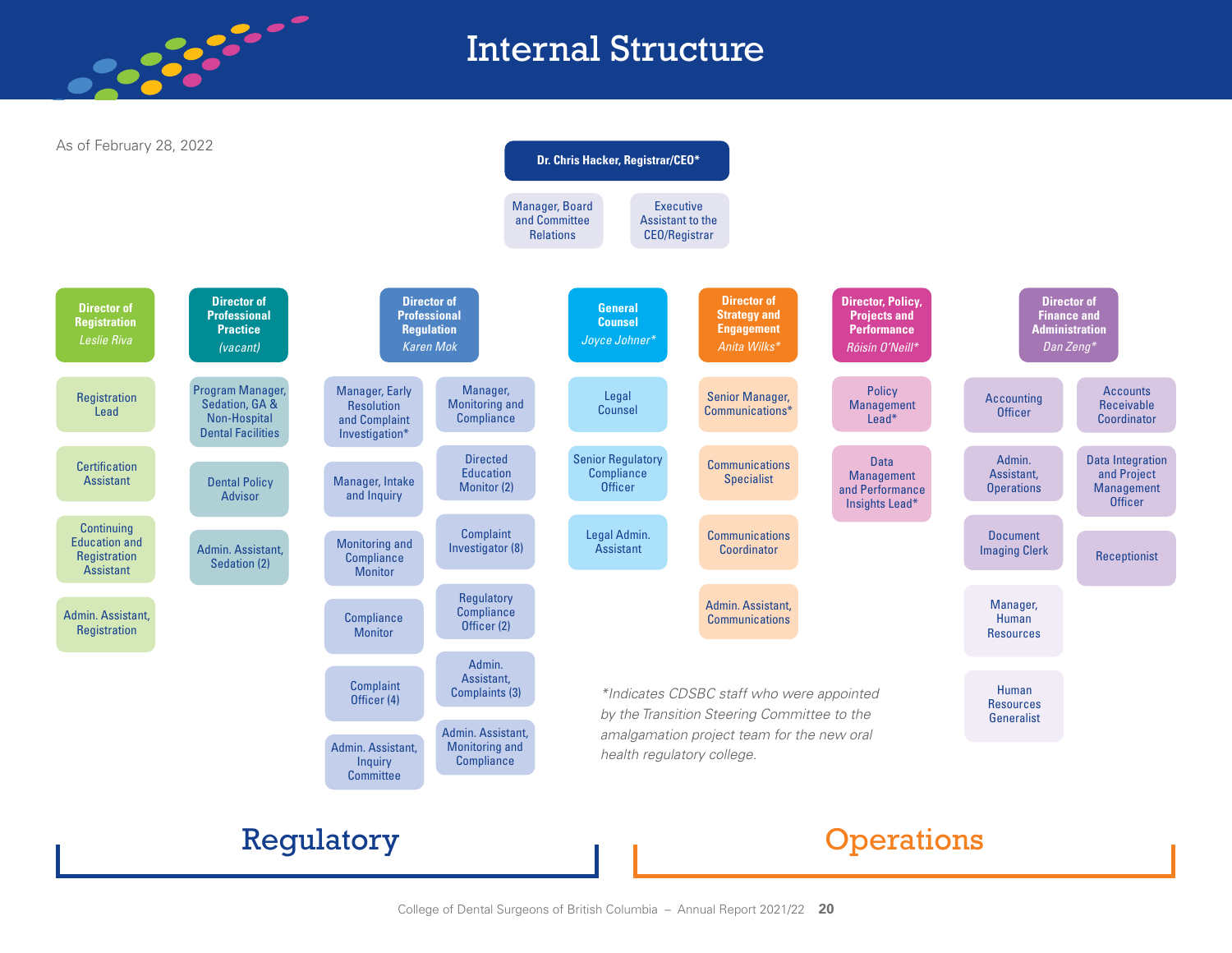# Internal Structure

As of February 28, 2022

**Dr. Chris Hacker, Registrar/CEO***

- Manager, Board and Committee Relations
- Executive Assistant to the CEO/Registrar

## Regulatory

**Director of Registration**
*Leslie Riva*

- Registration Lead
- Certification Assistant
- Continuing Education and Registration Assistant
- Admin. Assistant, Registration

**Director of Professional Practice**
*(vacant)*

- Program Manager, Sedation, GA & Non-Hospital Dental Facilities
- Dental Policy Advisor
- Admin. Assistant, Sedation (2)

**Director of Professional Regulation**
*Karen Mok*

- Manager, Early Resolution and Complaint Investigation*
- Manager, Intake and Inquiry
- Monitoring and Compliance Monitor
- Compliance Monitor
- Complaint Officer (4)
- Admin. Assistant, Inquiry Committee
- Manager, Monitoring and Compliance
- Directed Education Monitor (2)
- Complaint Investigator (8)
- Regulatory Compliance Officer (2)
- Admin. Assistant, Complaints (3)
- Admin. Assistant, Monitoring and Compliance

## Operations

**General Counsel**
*Joyce Johner**

- Legal Counsel
- Senior Regulatory Compliance Officer
- Legal Admin. Assistant

**Director of Strategy and Engagement**
*Anita Wilks**

- Senior Manager, Communications*
- Communications Specialist
- Communications Coordinator
- Admin. Assistant, Communications

**Director, Policy, Projects and Performance**
*Róisín O'Neill**

- Policy Management Lead*
- Data Management and Performance Insights Lead*

**Director of Finance and Administration**
*Dan Zeng**

- Accounting Officer
- Admin. Assistant, Operations
- Document Imaging Clerk
- Manager, Human Resources
- Human Resources Generalist
- Accounts Receivable Coordinator
- Data Integration and Project Management Officer
- Receptionist

*\*Indicates CDSBC staff who were appointed by the Transition Steering Committee to the amalgamation project team for the new oral health regulatory college.*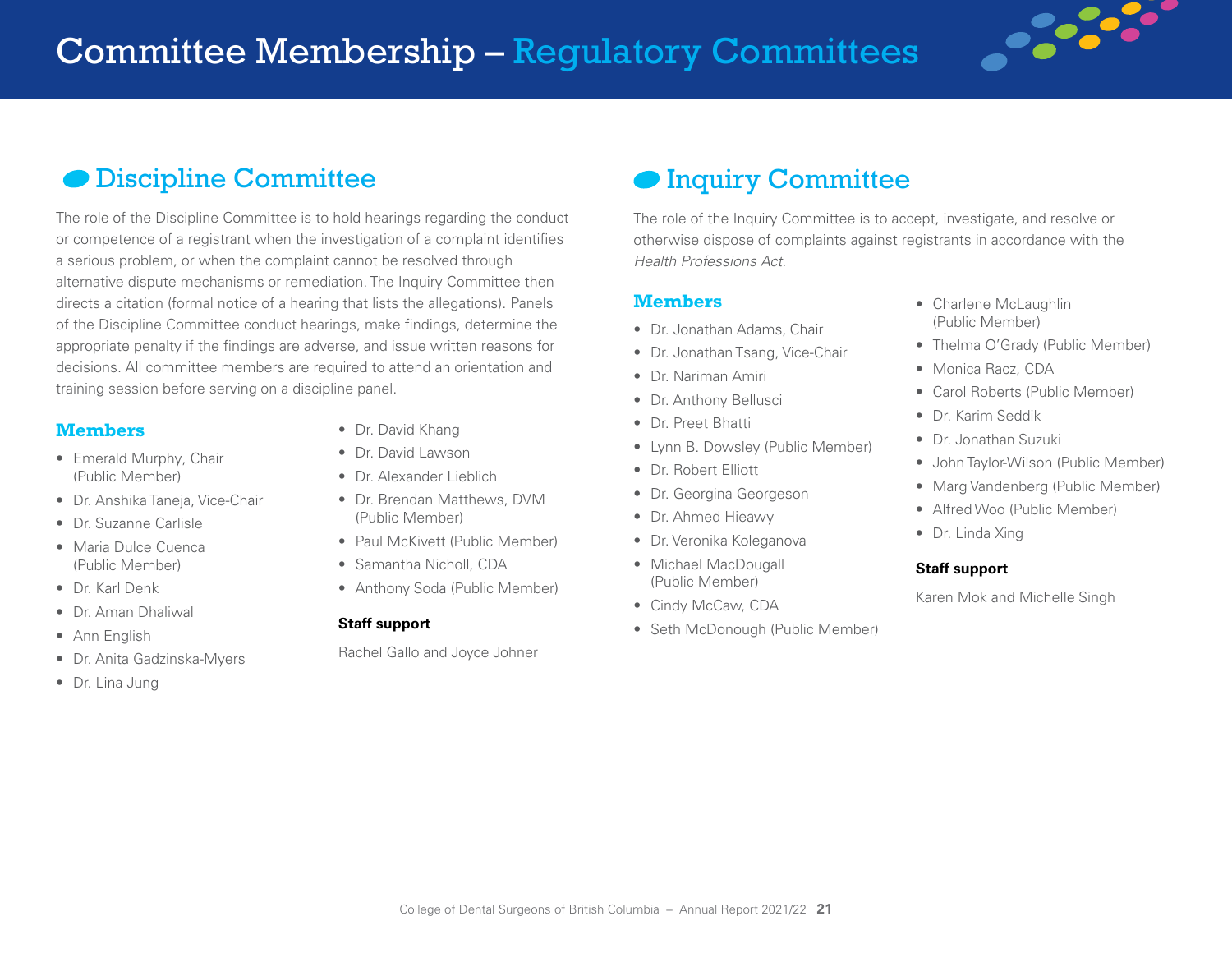# Committee Membership – Regulatory Committees

## Discipline Committee

The role of the Discipline Committee is to hold hearings regarding the conduct or competence of a registrant when the investigation of a complaint identifies a serious problem, or when the complaint cannot be resolved through alternative dispute mechanisms or remediation. The Inquiry Committee then directs a citation (formal notice of a hearing that lists the allegations). Panels of the Discipline Committee conduct hearings, make findings, determine the appropriate penalty if the findings are adverse, and issue written reasons for decisions. All committee members are required to attend an orientation and training session before serving on a discipline panel.

### Members

- Emerald Murphy, Chair (Public Member)
- Dr. Anshika Taneja, Vice-Chair
- Dr. Suzanne Carlisle
- Maria Dulce Cuenca (Public Member)
- Dr. Karl Denk
- Dr. Aman Dhaliwal
- Ann English
- Dr. Anita Gadzinska-Myers
- Dr. Lina Jung
- Dr. David Khang
- Dr. David Lawson
- Dr. Alexander Lieblich
- Dr. Brendan Matthews, DVM (Public Member)
- Paul McKivett (Public Member)
- Samantha Nicholl, CDA
- Anthony Soda (Public Member)

**Staff support**

Rachel Gallo and Joyce Johner

## Inquiry Committee

The role of the Inquiry Committee is to accept, investigate, and resolve or otherwise dispose of complaints against registrants in accordance with the *Health Professions Act*.

### Members

- Dr. Jonathan Adams, Chair
- Dr. Jonathan Tsang, Vice-Chair
- Dr. Nariman Amiri
- Dr. Anthony Bellusci
- Dr. Preet Bhatti
- Lynn B. Dowsley (Public Member)
- Dr. Robert Elliott
- Dr. Georgina Georgeson
- Dr. Ahmed Hieawy
- Dr. Veronika Koleganova
- Michael MacDougall (Public Member)
- Cindy McCaw, CDA
- Seth McDonough (Public Member)
- Charlene McLaughlin (Public Member)
- Thelma O'Grady (Public Member)
- Monica Racz, CDA
- Carol Roberts (Public Member)
- Dr. Karim Seddik
- Dr. Jonathan Suzuki
- John Taylor-Wilson (Public Member)
- Marg Vandenberg (Public Member)
- Alfred Woo (Public Member)
- Dr. Linda Xing

**Staff support**

Karen Mok and Michelle Singh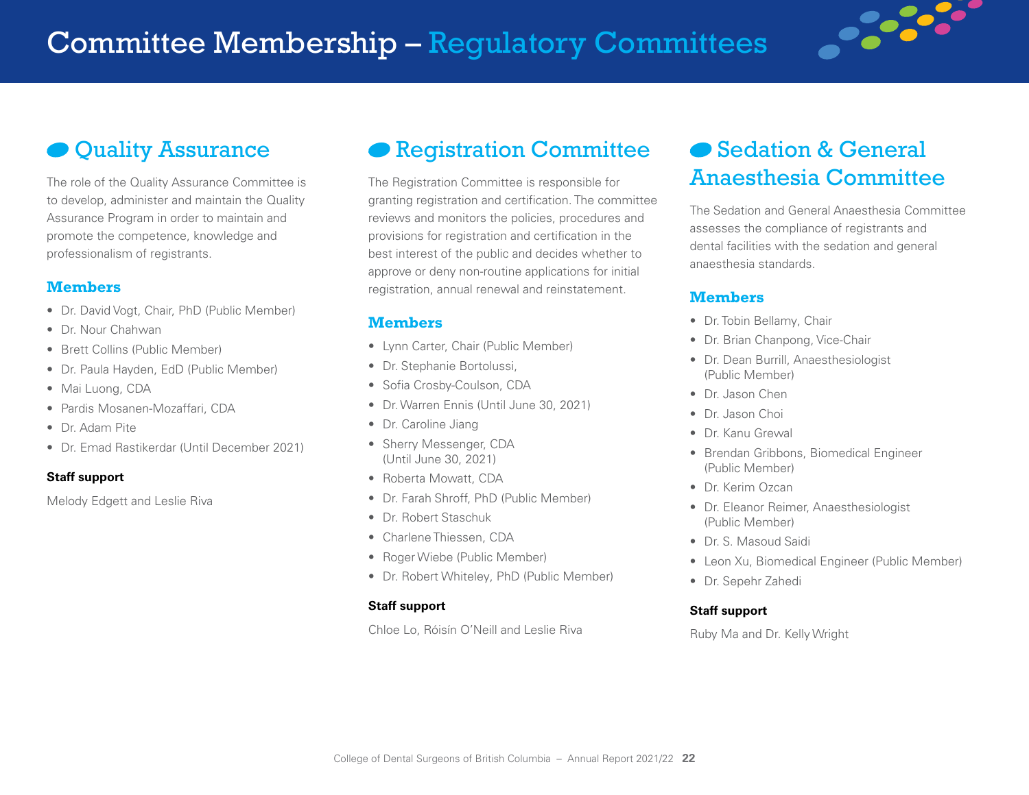# Committee Membership – Regulatory Committees

## Quality Assurance

The role of the Quality Assurance Committee is to develop, administer and maintain the Quality Assurance Program in order to maintain and promote the competence, knowledge and professionalism of registrants.

### Members

- Dr. David Vogt, Chair, PhD (Public Member)
- Dr. Nour Chahwan
- Brett Collins (Public Member)
- Dr. Paula Hayden, EdD (Public Member)
- Mai Luong, CDA
- Pardis Mosanen-Mozaffari, CDA
- Dr. Adam Pite
- Dr. Emad Rastikerdar (Until December 2021)

**Staff support**

Melody Edgett and Leslie Riva

## Registration Committee

The Registration Committee is responsible for granting registration and certification. The committee reviews and monitors the policies, procedures and provisions for registration and certification in the best interest of the public and decides whether to approve or deny non-routine applications for initial registration, annual renewal and reinstatement.

### Members

- Lynn Carter, Chair (Public Member)
- Dr. Stephanie Bortolussi,
- Sofia Crosby-Coulson, CDA
- Dr. Warren Ennis (Until June 30, 2021)
- Dr. Caroline Jiang
- Sherry Messenger, CDA (Until June 30, 2021)
- Roberta Mowatt, CDA
- Dr. Farah Shroff, PhD (Public Member)
- Dr. Robert Staschuk
- Charlene Thiessen, CDA
- Roger Wiebe (Public Member)
- Dr. Robert Whiteley, PhD (Public Member)

**Staff support**

Chloe Lo, Róisín O'Neill and Leslie Riva

## Sedation & General Anaesthesia Committee

The Sedation and General Anaesthesia Committee assesses the compliance of registrants and dental facilities with the sedation and general anaesthesia standards.

### Members

- Dr. Tobin Bellamy, Chair
- Dr. Brian Chanpong, Vice-Chair
- Dr. Dean Burrill, Anaesthesiologist (Public Member)
- Dr. Jason Chen
- Dr. Jason Choi
- Dr. Kanu Grewal
- Brendan Gribbons, Biomedical Engineer (Public Member)
- Dr. Kerim Ozcan
- Dr. Eleanor Reimer, Anaesthesiologist (Public Member)
- Dr. S. Masoud Saidi
- Leon Xu, Biomedical Engineer (Public Member)
- Dr. Sepehr Zahedi

**Staff support**

Ruby Ma and Dr. Kelly Wright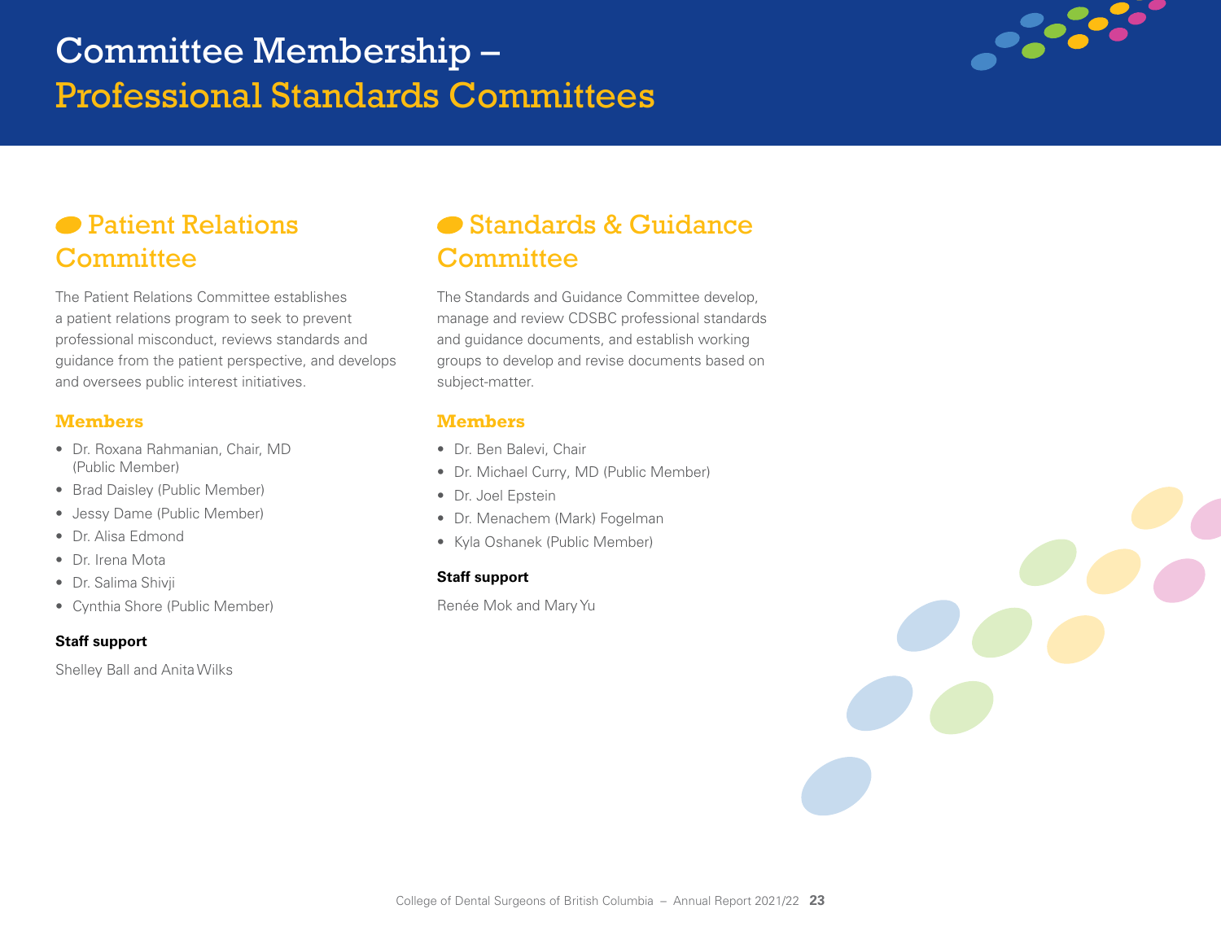# Committee Membership – Professional Standards Committees

## Patient Relations Committee

The Patient Relations Committee establishes a patient relations program to seek to prevent professional misconduct, reviews standards and guidance from the patient perspective, and develops and oversees public interest initiatives.

### Members

- Dr. Roxana Rahmanian, Chair, MD (Public Member)
- Brad Daisley (Public Member)
- Jessy Dame (Public Member)
- Dr. Alisa Edmond
- Dr. Irena Mota
- Dr. Salima Shivji
- Cynthia Shore (Public Member)

**Staff support**

Shelley Ball and Anita Wilks

## Standards & Guidance Committee

The Standards and Guidance Committee develop, manage and review CDSBC professional standards and guidance documents, and establish working groups to develop and revise documents based on subject-matter.

### Members

- Dr. Ben Balevi, Chair
- Dr. Michael Curry, MD (Public Member)
- Dr. Joel Epstein
- Dr. Menachem (Mark) Fogelman
- Kyla Oshanek (Public Member)

**Staff support**

Renée Mok and Mary Yu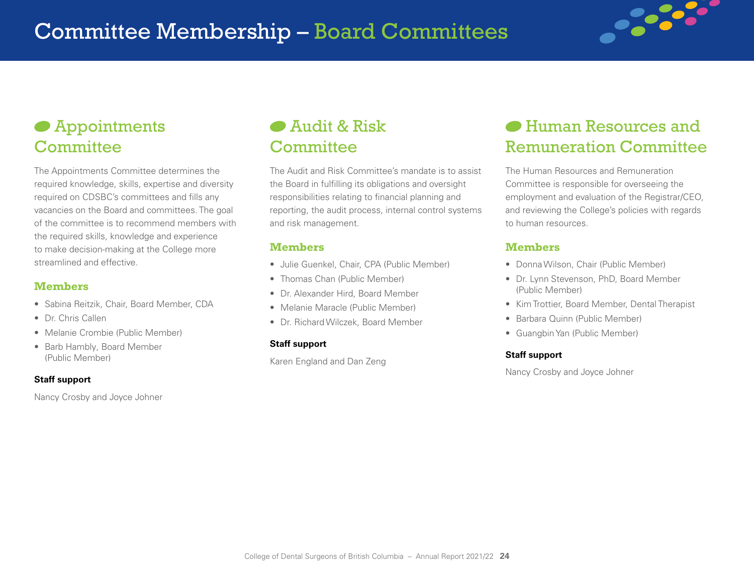# Committee Membership – Board Committees

## Appointments Committee

The Appointments Committee determines the required knowledge, skills, expertise and diversity required on CDSBC's committees and fills any vacancies on the Board and committees. The goal of the committee is to recommend members with the required skills, knowledge and experience to make decision-making at the College more streamlined and effective.

### Members

- Sabina Reitzik, Chair, Board Member, CDA
- Dr. Chris Callen
- Melanie Crombie (Public Member)
- Barb Hambly, Board Member (Public Member)

**Staff support**

Nancy Crosby and Joyce Johner

## Audit & Risk Committee

The Audit and Risk Committee's mandate is to assist the Board in fulfilling its obligations and oversight responsibilities relating to financial planning and reporting, the audit process, internal control systems and risk management.

### Members

- Julie Guenkel, Chair, CPA (Public Member)
- Thomas Chan (Public Member)
- Dr. Alexander Hird, Board Member
- Melanie Maracle (Public Member)
- Dr. Richard Wilczek, Board Member

**Staff support**

Karen England and Dan Zeng

## Human Resources and Remuneration Committee

The Human Resources and Remuneration Committee is responsible for overseeing the employment and evaluation of the Registrar/CEO, and reviewing the College's policies with regards to human resources.

### Members

- Donna Wilson, Chair (Public Member)
- Dr. Lynn Stevenson, PhD, Board Member (Public Member)
- Kim Trottier, Board Member, Dental Therapist
- Barbara Quinn (Public Member)
- Guangbin Yan (Public Member)

**Staff support**

Nancy Crosby and Joyce Johner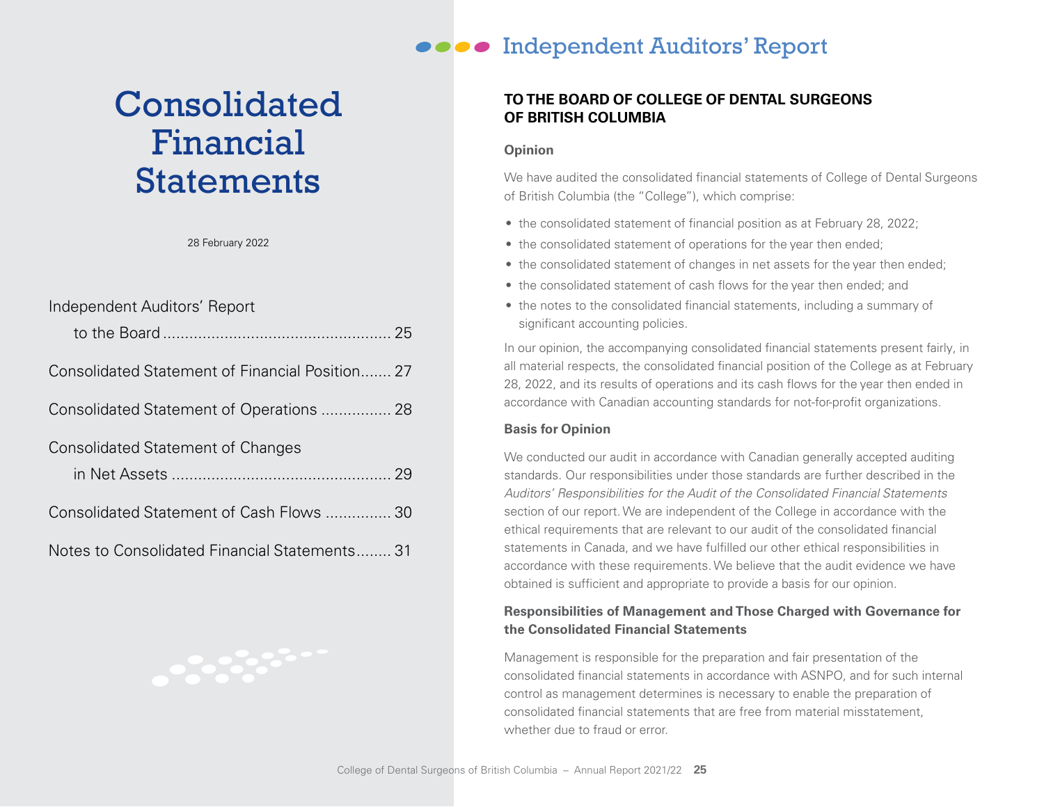# Consolidated Financial Statements

28 February 2022

| | |
|---|---|
| Independent Auditors' Report to the Board | 25 |
| Consolidated Statement of Financial Position | 27 |
| Consolidated Statement of Operations | 28 |
| Consolidated Statement of Changes in Net Assets | 29 |
| Consolidated Statement of Cash Flows | 30 |
| Notes to Consolidated Financial Statements | 31 |

# Independent Auditors' Report

**TO THE BOARD OF COLLEGE OF DENTAL SURGEONS OF BRITISH COLUMBIA**

### Opinion

We have audited the consolidated financial statements of College of Dental Surgeons of British Columbia (the "College"), which comprise:

- the consolidated statement of financial position as at February 28, 2022;
- the consolidated statement of operations for the year then ended;
- the consolidated statement of changes in net assets for the year then ended;
- the consolidated statement of cash flows for the year then ended; and
- the notes to the consolidated financial statements, including a summary of significant accounting policies.

In our opinion, the accompanying consolidated financial statements present fairly, in all material respects, the consolidated financial position of the College as at February 28, 2022, and its results of operations and its cash flows for the year then ended in accordance with Canadian accounting standards for not-for-profit organizations.

### Basis for Opinion

We conducted our audit in accordance with Canadian generally accepted auditing standards. Our responsibilities under those standards are further described in the *Auditors' Responsibilities for the Audit of the Consolidated Financial Statements* section of our report. We are independent of the College in accordance with the ethical requirements that are relevant to our audit of the consolidated financial statements in Canada, and we have fulfilled our other ethical responsibilities in accordance with these requirements. We believe that the audit evidence we have obtained is sufficient and appropriate to provide a basis for our opinion.

### Responsibilities of Management and Those Charged with Governance for the Consolidated Financial Statements

Management is responsible for the preparation and fair presentation of the consolidated financial statements in accordance with ASNPO, and for such internal control as management determines is necessary to enable the preparation of consolidated financial statements that are free from material misstatement, whether due to fraud or error.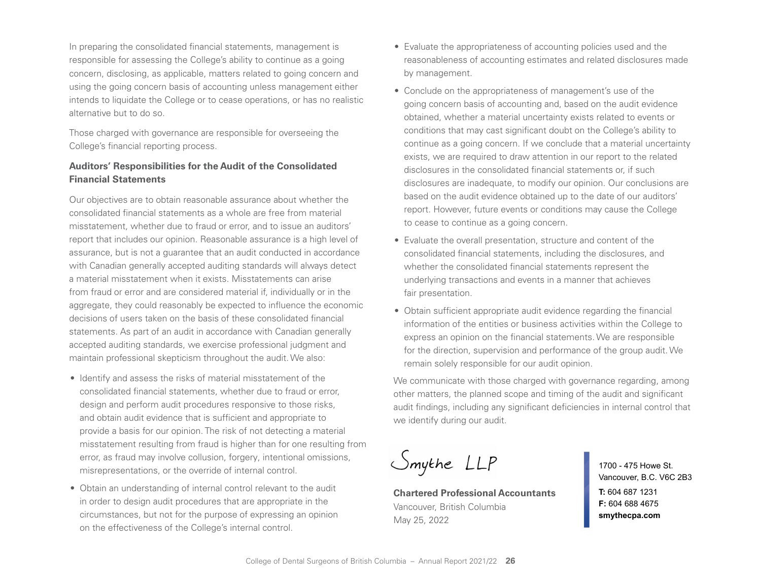In preparing the consolidated financial statements, management is responsible for assessing the College's ability to continue as a going concern, disclosing, as applicable, matters related to going concern and using the going concern basis of accounting unless management either intends to liquidate the College or to cease operations, or has no realistic alternative but to do so.

Those charged with governance are responsible for overseeing the College's financial reporting process.

### Auditors' Responsibilities for the Audit of the Consolidated Financial Statements

Our objectives are to obtain reasonable assurance about whether the consolidated financial statements as a whole are free from material misstatement, whether due to fraud or error, and to issue an auditors' report that includes our opinion. Reasonable assurance is a high level of assurance, but is not a guarantee that an audit conducted in accordance with Canadian generally accepted auditing standards will always detect a material misstatement when it exists. Misstatements can arise from fraud or error and are considered material if, individually or in the aggregate, they could reasonably be expected to influence the economic decisions of users taken on the basis of these consolidated financial statements. As part of an audit in accordance with Canadian generally accepted auditing standards, we exercise professional judgment and maintain professional skepticism throughout the audit. We also:

- Identify and assess the risks of material misstatement of the consolidated financial statements, whether due to fraud or error, design and perform audit procedures responsive to those risks, and obtain audit evidence that is sufficient and appropriate to provide a basis for our opinion. The risk of not detecting a material misstatement resulting from fraud is higher than for one resulting from error, as fraud may involve collusion, forgery, intentional omissions, misrepresentations, or the override of internal control.
- Obtain an understanding of internal control relevant to the audit in order to design audit procedures that are appropriate in the circumstances, but not for the purpose of expressing an opinion on the effectiveness of the College's internal control.
- Evaluate the appropriateness of accounting policies used and the reasonableness of accounting estimates and related disclosures made by management.
- Conclude on the appropriateness of management's use of the going concern basis of accounting and, based on the audit evidence obtained, whether a material uncertainty exists related to events or conditions that may cast significant doubt on the College's ability to continue as a going concern. If we conclude that a material uncertainty exists, we are required to draw attention in our report to the related disclosures in the consolidated financial statements or, if such disclosures are inadequate, to modify our opinion. Our conclusions are based on the audit evidence obtained up to the date of our auditors' report. However, future events or conditions may cause the College to cease to continue as a going concern.
- Evaluate the overall presentation, structure and content of the consolidated financial statements, including the disclosures, and whether the consolidated financial statements represent the underlying transactions and events in a manner that achieves fair presentation.
- Obtain sufficient appropriate audit evidence regarding the financial information of the entities or business activities within the College to express an opinion on the financial statements. We are responsible for the direction, supervision and performance of the group audit. We remain solely responsible for our audit opinion.

We communicate with those charged with governance regarding, among other matters, the planned scope and timing of the audit and significant audit findings, including any significant deficiencies in internal control that we identify during our audit.

Smythe LLP

**Chartered Professional Accountants**
Vancouver, British Columbia
May 25, 2022

1700 - 475 Howe St.
Vancouver, B.C. V6C 2B3
**T:** 604 687 1231
**F:** 604 688 4675
**smythecpa.com**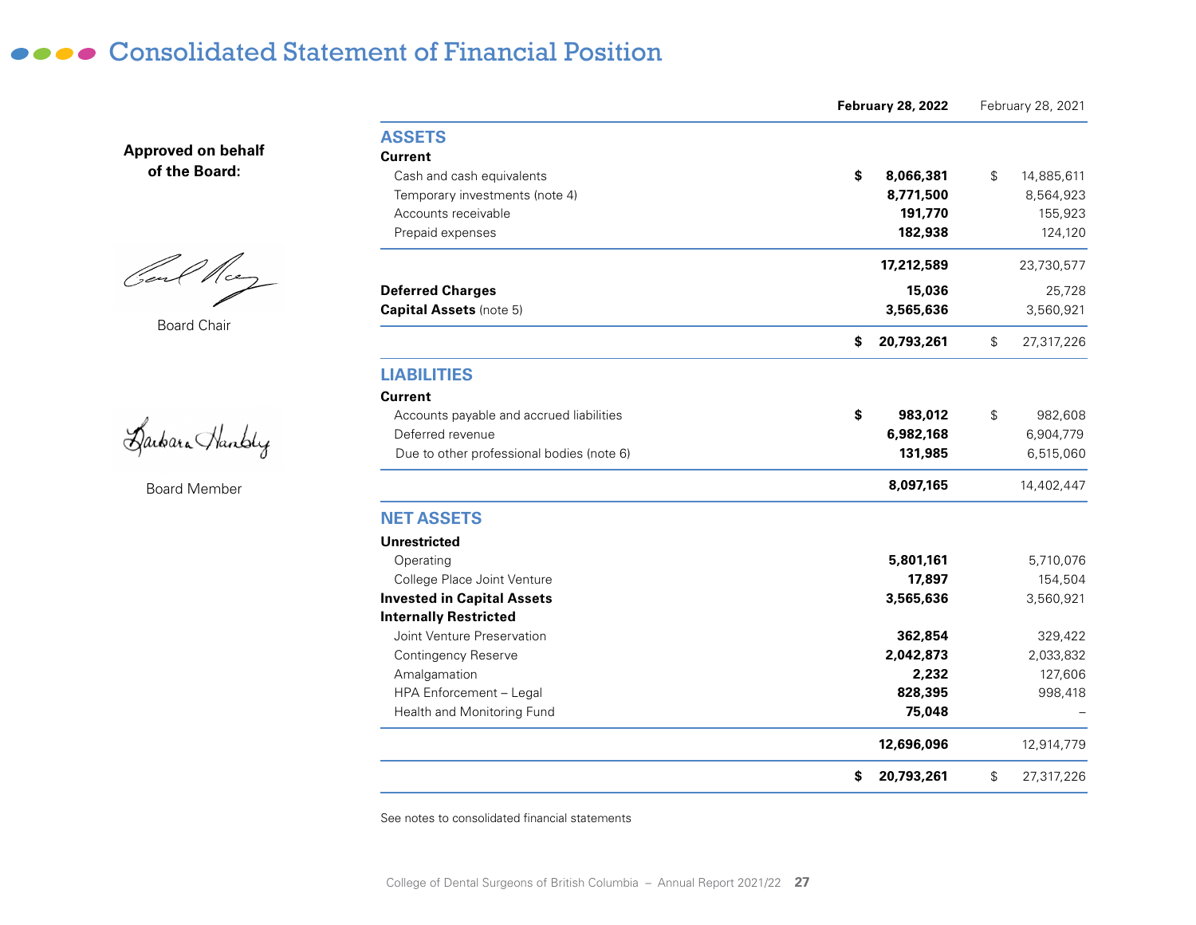# Consolidated Statement of Financial Position

**Approved on behalf of the Board:**

Board Chair

Board Member

| | **February 28, 2022** | February 28, 2021 |
|---|---|---|
| **ASSETS** | | |
| **Current** | | |
| Cash and cash equivalents | **$ 8,066,381** | $ 14,885,611 |
| Temporary investments (note 4) | **8,771,500** | 8,564,923 |
| Accounts receivable | **191,770** | 155,923 |
| Prepaid expenses | **182,938** | 124,120 |
| | **17,212,589** | 23,730,577 |
| **Deferred Charges** | **15,036** | 25,728 |
| **Capital Assets** (note 5) | **3,565,636** | 3,560,921 |
| | **$ 20,793,261** | $ 27,317,226 |
| **LIABILITIES** | | |
| **Current** | | |
| Accounts payable and accrued liabilities | **$ 983,012** | $ 982,608 |
| Deferred revenue | **6,982,168** | 6,904,779 |
| Due to other professional bodies (note 6) | **131,985** | 6,515,060 |
| | **8,097,165** | 14,402,447 |
| **NET ASSETS** | | |
| **Unrestricted** | | |
| Operating | **5,801,161** | 5,710,076 |
| College Place Joint Venture | **17,897** | 154,504 |
| **Invested in Capital Assets** | **3,565,636** | 3,560,921 |
| **Internally Restricted** | | |
| Joint Venture Preservation | **362,854** | 329,422 |
| Contingency Reserve | **2,042,873** | 2,033,832 |
| Amalgamation | **2,232** | 127,606 |
| HPA Enforcement – Legal | **828,395** | 998,418 |
| Health and Monitoring Fund | **75,048** | – |
| | **12,696,096** | 12,914,779 |
| | **$ 20,793,261** | $ 27,317,226 |

See notes to consolidated financial statements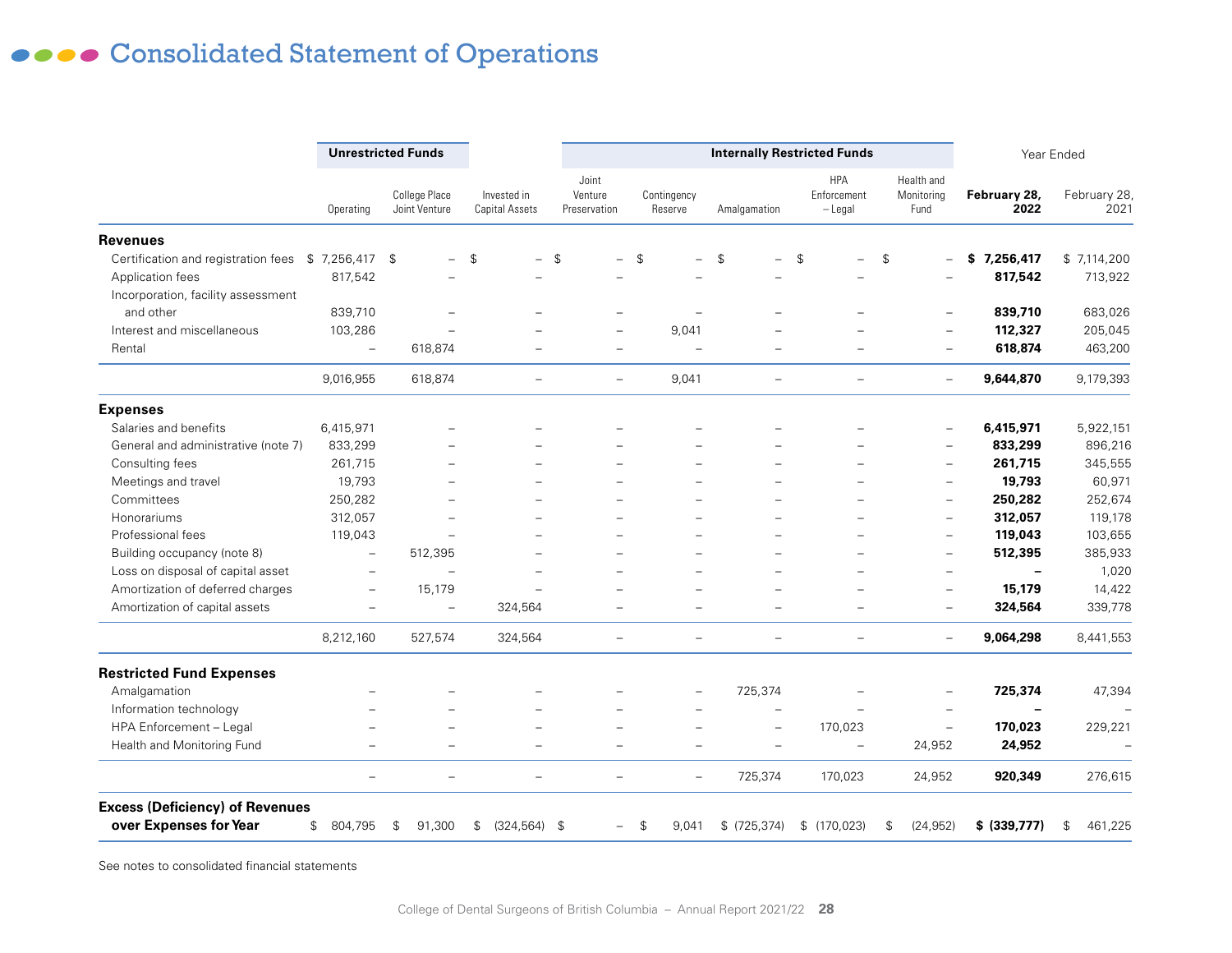# Consolidated Statement of Operations

| | Unrestricted Funds | | | Internally Restricted Funds | | | | | Year Ended | |
|---|---|---|---|---|---|---|---|---|---|---|
| | Operating | College Place Joint Venture | Invested in Capital Assets | Joint Venture Preservation | Contingency Reserve | Amalgamation | HPA Enforcement – Legal | Health and Monitoring Fund | **February 28, 2022** | February 28, 2021 |
| **Revenues** | | | | | | | | | | |
| Certification and registration fees | $ 7,256,417 | $ – | $ – | $ – | $ – | $ – | $ – | $ – | **$ 7,256,417** | $ 7,114,200 |
| Application fees | 817,542 | – | – | – | – | – | – | – | **817,542** | 713,922 |
| Incorporation, facility assessment and other | 839,710 | – | – | – | – | – | – | – | **839,710** | 683,026 |
| Interest and miscellaneous | 103,286 | – | – | – | 9,041 | – | – | – | **112,327** | 205,045 |
| Rental | – | 618,874 | – | – | – | – | – | – | **618,874** | 463,200 |
| | 9,016,955 | 618,874 | – | – | 9,041 | – | – | – | **9,644,870** | 9,179,393 |
| **Expenses** | | | | | | | | | | |
| Salaries and benefits | 6,415,971 | – | – | – | – | – | – | – | **6,415,971** | 5,922,151 |
| General and administrative (note 7) | 833,299 | – | – | – | – | – | – | – | **833,299** | 896,216 |
| Consulting fees | 261,715 | – | – | – | – | – | – | – | **261,715** | 345,555 |
| Meetings and travel | 19,793 | – | – | – | – | – | – | – | **19,793** | 60,971 |
| Committees | 250,282 | – | – | – | – | – | – | – | **250,282** | 252,674 |
| Honorariums | 312,057 | – | – | – | – | – | – | – | **312,057** | 119,178 |
| Professional fees | 119,043 | – | – | – | – | – | – | – | **119,043** | 103,655 |
| Building occupancy (note 8) | – | 512,395 | – | – | – | – | – | – | **512,395** | 385,933 |
| Loss on disposal of capital asset | – | – | – | – | – | – | – | – | **–** | 1,020 |
| Amortization of deferred charges | – | 15,179 | – | – | – | – | – | – | **15,179** | 14,422 |
| Amortization of capital assets | – | – | 324,564 | – | – | – | – | – | **324,564** | 339,778 |
| | 8,212,160 | 527,574 | 324,564 | – | – | – | – | – | **9,064,298** | 8,441,553 |
| **Restricted Fund Expenses** | | | | | | | | | | |
| Amalgamation | – | – | – | – | – | 725,374 | – | – | **725,374** | 47,394 |
| Information technology | – | – | – | – | – | – | – | – | **–** | – |
| HPA Enforcement – Legal | – | – | – | – | – | – | 170,023 | – | **170,023** | 229,221 |
| Health and Monitoring Fund | – | – | – | – | – | – | – | 24,952 | **24,952** | – |
| | – | – | – | – | – | 725,374 | 170,023 | 24,952 | **920,349** | 276,615 |
| **Excess (Deficiency) of Revenues over Expenses for Year** | $ 804,795 | $ 91,300 | $ (324,564) | $ – | $ 9,041 | $ (725,374) | $ (170,023) | $ (24,952) | **$ (339,777)** | $ 461,225 |

See notes to consolidated financial statements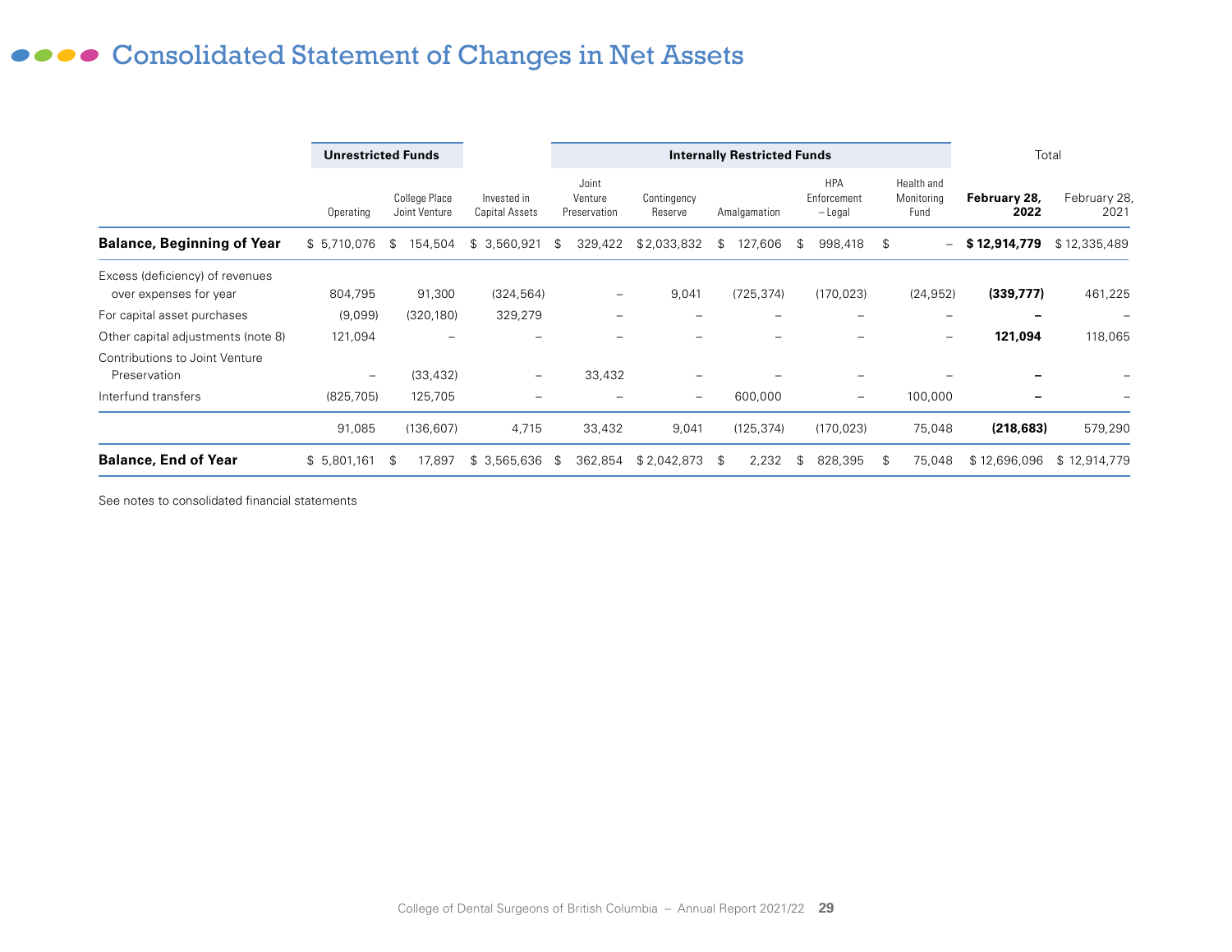# Consolidated Statement of Changes in Net Assets

| | Unrestricted Funds | | | Internally Restricted Funds | | | | | Total | |
|---|---|---|---|---|---|---|---|---|---|---|
| | Operating | College Place Joint Venture | Invested in Capital Assets | Joint Venture Preservation | Contingency Reserve | Amalgamation | HPA Enforcement – Legal | Health and Monitoring Fund | **February 28, 2022** | February 28, 2021 |
| **Balance, Beginning of Year** | $ 5,710,076 | $ 154,504 | $ 3,560,921 | $ 329,422 | $ 2,033,832 | $ 127,606 | $ 998,418 | $ – | **$ 12,914,779** | $ 12,335,489 |
| Excess (deficiency) of revenues over expenses for year | 804,795 | 91,300 | (324,564) | – | 9,041 | (725,374) | (170,023) | (24,952) | **(339,777)** | 461,225 |
| For capital asset purchases | (9,099) | (320,180) | 329,279 | – | – | – | – | – | **–** | – |
| Other capital adjustments (note 8) | 121,094 | – | – | – | – | – | – | – | **121,094** | 118,065 |
| Contributions to Joint Venture Preservation | – | (33,432) | – | 33,432 | – | – | – | – | **–** | – |
| Interfund transfers | (825,705) | 125,705 | – | – | – | 600,000 | – | 100,000 | **–** | – |
| | 91,085 | (136,607) | 4,715 | 33,432 | 9,041 | (125,374) | (170,023) | 75,048 | **(218,683)** | 579,290 |
| **Balance, End of Year** | $ 5,801,161 | $ 17,897 | $ 3,565,636 | $ 362,854 | $ 2,042,873 | $ 2,232 | $ 828,395 | $ 75,048 | $ 12,696,096 | $ 12,914,779 |

See notes to consolidated financial statements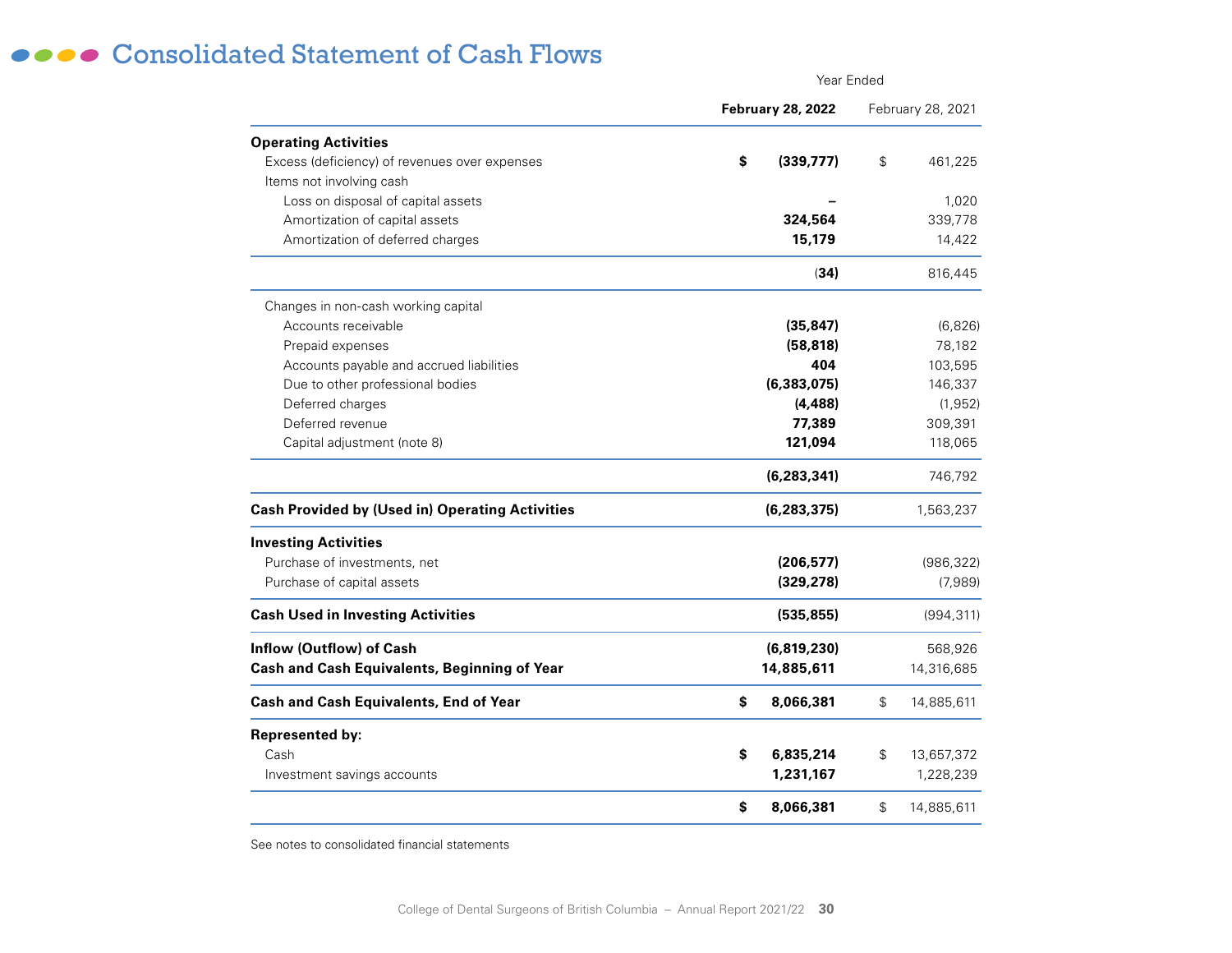# Consolidated Statement of Cash Flows

| | Year Ended | |
|---|---|---|
| | **February 28, 2022** | February 28, 2021 |
| **Operating Activities** | | |
| Excess (deficiency) of revenues over expenses | **$ (339,777)** | $ 461,225 |
| Items not involving cash | | |
| Loss on disposal of capital assets | **–** | 1,020 |
| Amortization of capital assets | **324,564** | 339,778 |
| Amortization of deferred charges | **15,179** | 14,422 |
| | **(34)** | 816,445 |
| Changes in non-cash working capital | | |
| Accounts receivable | **(35,847)** | (6,826) |
| Prepaid expenses | **(58,818)** | 78,182 |
| Accounts payable and accrued liabilities | **404** | 103,595 |
| Due to other professional bodies | **(6,383,075)** | 146,337 |
| Deferred charges | **(4,488)** | (1,952) |
| Deferred revenue | **77,389** | 309,391 |
| Capital adjustment (note 8) | **121,094** | 118,065 |
| | **(6,283,341)** | 746,792 |
| **Cash Provided by (Used in) Operating Activities** | **(6,283,375)** | 1,563,237 |
| **Investing Activities** | | |
| Purchase of investments, net | **(206,577)** | (986,322) |
| Purchase of capital assets | **(329,278)** | (7,989) |
| **Cash Used in Investing Activities** | **(535,855)** | (994,311) |
| **Inflow (Outflow) of Cash** | **(6,819,230)** | 568,926 |
| **Cash and Cash Equivalents, Beginning of Year** | **14,885,611** | 14,316,685 |
| **Cash and Cash Equivalents, End of Year** | **$ 8,066,381** | $ 14,885,611 |
| **Represented by:** | | |
| Cash | **$ 6,835,214** | $ 13,657,372 |
| Investment savings accounts | **1,231,167** | 1,228,239 |
| | **$ 8,066,381** | $ 14,885,611 |

See notes to consolidated financial statements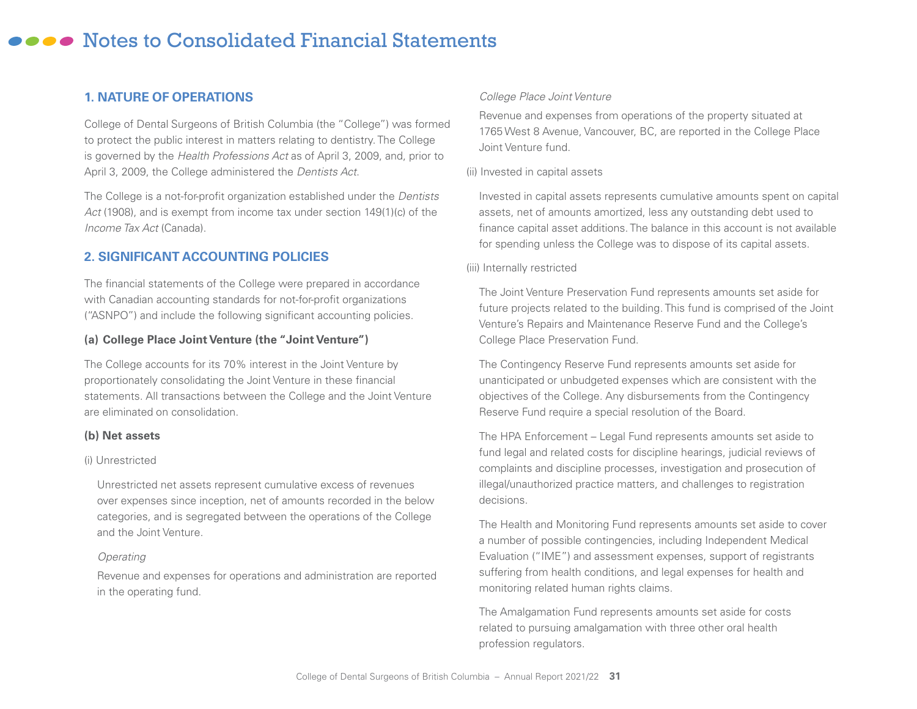# Notes to Consolidated Financial Statements

## 1. NATURE OF OPERATIONS

College of Dental Surgeons of British Columbia (the "College") was formed to protect the public interest in matters relating to dentistry. The College is governed by the *Health Professions Act* as of April 3, 2009, and, prior to April 3, 2009, the College administered the *Dentists Act*.

The College is a not-for-profit organization established under the *Dentists Act* (1908), and is exempt from income tax under section 149(1)(c) of the *Income Tax Act* (Canada).

## 2. SIGNIFICANT ACCOUNTING POLICIES

The financial statements of the College were prepared in accordance with Canadian accounting standards for not-for-profit organizations ("ASNPO") and include the following significant accounting policies.

### (a) College Place Joint Venture (the "Joint Venture")

The College accounts for its 70% interest in the Joint Venture by proportionately consolidating the Joint Venture in these financial statements. All transactions between the College and the Joint Venture are eliminated on consolidation.

### (b) Net assets

(i) Unrestricted

Unrestricted net assets represent cumulative excess of revenues over expenses since inception, net of amounts recorded in the below categories, and is segregated between the operations of the College and the Joint Venture.

*Operating*

Revenue and expenses for operations and administration are reported in the operating fund.

*College Place Joint Venture*

Revenue and expenses from operations of the property situated at 1765 West 8 Avenue, Vancouver, BC, are reported in the College Place Joint Venture fund.

(ii) Invested in capital assets

Invested in capital assets represents cumulative amounts spent on capital assets, net of amounts amortized, less any outstanding debt used to finance capital asset additions. The balance in this account is not available for spending unless the College was to dispose of its capital assets.

(iii) Internally restricted

The Joint Venture Preservation Fund represents amounts set aside for future projects related to the building. This fund is comprised of the Joint Venture's Repairs and Maintenance Reserve Fund and the College's College Place Preservation Fund.

The Contingency Reserve Fund represents amounts set aside for unanticipated or unbudgeted expenses which are consistent with the objectives of the College. Any disbursements from the Contingency Reserve Fund require a special resolution of the Board.

The HPA Enforcement – Legal Fund represents amounts set aside to fund legal and related costs for discipline hearings, judicial reviews of complaints and discipline processes, investigation and prosecution of illegal/unauthorized practice matters, and challenges to registration decisions.

The Health and Monitoring Fund represents amounts set aside to cover a number of possible contingencies, including Independent Medical Evaluation ("IME") and assessment expenses, support of registrants suffering from health conditions, and legal expenses for health and monitoring related human rights claims.

The Amalgamation Fund represents amounts set aside for costs related to pursuing amalgamation with three other oral health profession regulators.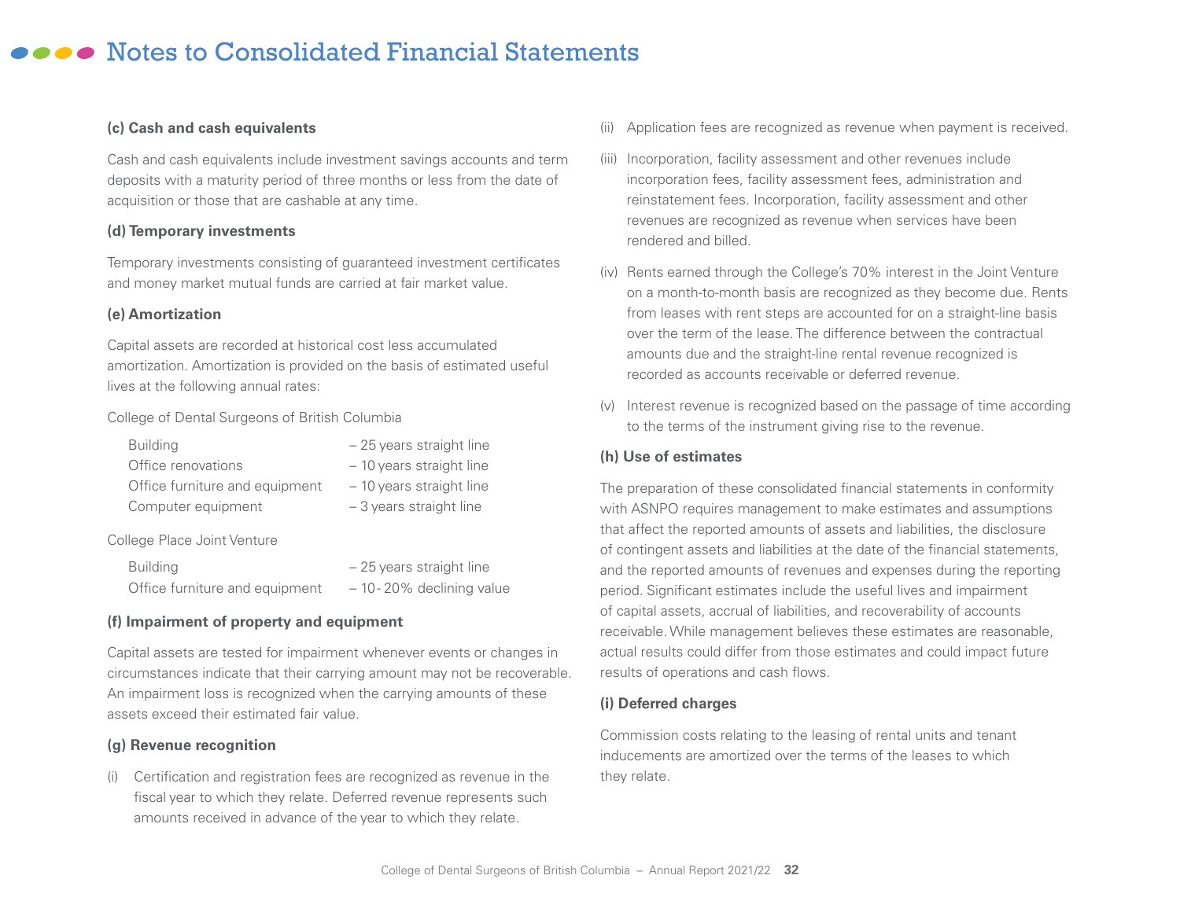# Notes to Consolidated Financial Statements

**(c) Cash and cash equivalents**

Cash and cash equivalents include investment savings accounts and term deposits with a maturity period of three months or less from the date of acquisition or those that are cashable at any time.

**(d) Temporary investments**

Temporary investments consisting of guaranteed investment certificates and money market mutual funds are carried at fair market value.

**(e) Amortization**

Capital assets are recorded at historical cost less accumulated amortization. Amortization is provided on the basis of estimated useful lives at the following annual rates:

College of Dental Surgeons of British Columbia

| | |
|---|---|
| Building | – 25 years straight line |
| Office renovations | – 10 years straight line |
| Office furniture and equipment | – 10 years straight line |
| Computer equipment | – 3 years straight line |

College Place Joint Venture

| | |
|---|---|
| Building | – 25 years straight line |
| Office furniture and equipment | – 10- 20% declining value |

**(f) Impairment of property and equipment**

Capital assets are tested for impairment whenever events or changes in circumstances indicate that their carrying amount may not be recoverable. An impairment loss is recognized when the carrying amounts of these assets exceed their estimated fair value.

**(g) Revenue recognition**

(i) Certification and registration fees are recognized as revenue in the fiscal year to which they relate. Deferred revenue represents such amounts received in advance of the year to which they relate.

(ii) Application fees are recognized as revenue when payment is received.

(iii) Incorporation, facility assessment and other revenues include incorporation fees, facility assessment fees, administration and reinstatement fees. Incorporation, facility assessment and other revenues are recognized as revenue when services have been rendered and billed.

(iv) Rents earned through the College's 70% interest in the Joint Venture on a month-to-month basis are recognized as they become due. Rents from leases with rent steps are accounted for on a straight-line basis over the term of the lease. The difference between the contractual amounts due and the straight-line rental revenue recognized is recorded as accounts receivable or deferred revenue.

(v) Interest revenue is recognized based on the passage of time according to the terms of the instrument giving rise to the revenue.

**(h) Use of estimates**

The preparation of these consolidated financial statements in conformity with ASNPO requires management to make estimates and assumptions that affect the reported amounts of assets and liabilities, the disclosure of contingent assets and liabilities at the date of the financial statements, and the reported amounts of revenues and expenses during the reporting period. Significant estimates include the useful lives and impairment of capital assets, accrual of liabilities, and recoverability of accounts receivable. While management believes these estimates are reasonable, actual results could differ from those estimates and could impact future results of operations and cash flows.

**(i) Deferred charges**

Commission costs relating to the leasing of rental units and tenant inducements are amortized over the terms of the leases to which they relate.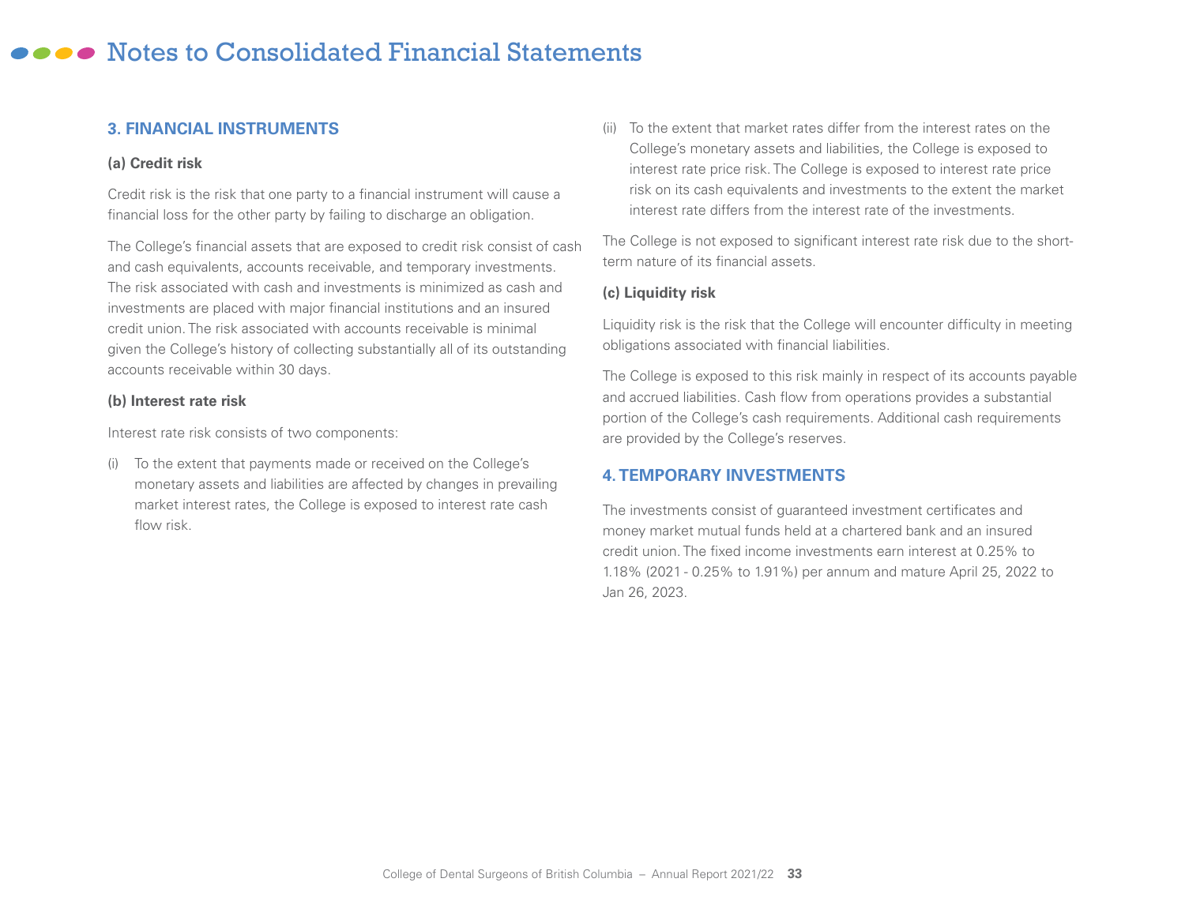# Notes to Consolidated Financial Statements

## 3. FINANCIAL INSTRUMENTS

### (a) Credit risk

Credit risk is the risk that one party to a financial instrument will cause a financial loss for the other party by failing to discharge an obligation.

The College's financial assets that are exposed to credit risk consist of cash and cash equivalents, accounts receivable, and temporary investments. The risk associated with cash and investments is minimized as cash and investments are placed with major financial institutions and an insured credit union. The risk associated with accounts receivable is minimal given the College's history of collecting substantially all of its outstanding accounts receivable within 30 days.

### (b) Interest rate risk

Interest rate risk consists of two components:

(i) To the extent that payments made or received on the College's monetary assets and liabilities are affected by changes in prevailing market interest rates, the College is exposed to interest rate cash flow risk.

(ii) To the extent that market rates differ from the interest rates on the College's monetary assets and liabilities, the College is exposed to interest rate price risk. The College is exposed to interest rate price risk on its cash equivalents and investments to the extent the market interest rate differs from the interest rate of the investments.

The College is not exposed to significant interest rate risk due to the short-term nature of its financial assets.

### (c) Liquidity risk

Liquidity risk is the risk that the College will encounter difficulty in meeting obligations associated with financial liabilities.

The College is exposed to this risk mainly in respect of its accounts payable and accrued liabilities. Cash flow from operations provides a substantial portion of the College's cash requirements. Additional cash requirements are provided by the College's reserves.

## 4. TEMPORARY INVESTMENTS

The investments consist of guaranteed investment certificates and money market mutual funds held at a chartered bank and an insured credit union. The fixed income investments earn interest at 0.25% to 1.18% (2021 - 0.25% to 1.91%) per annum and mature April 25, 2022 to Jan 26, 2023.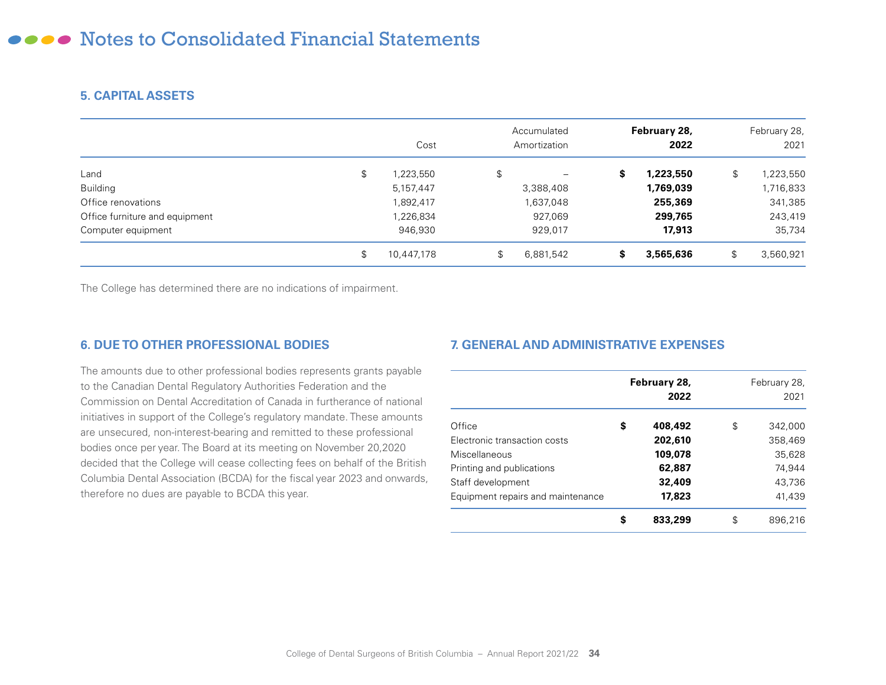# Notes to Consolidated Financial Statements

## 5. CAPITAL ASSETS

| | Cost | Accumulated Amortization | **February 28, 2022** | February 28, 2021 |
|---|---|---|---|---|
| Land | $ 1,223,550 | $ – | **$ 1,223,550** | $ 1,223,550 |
| Building | 5,157,447 | 3,388,408 | **1,769,039** | 1,716,833 |
| Office renovations | 1,892,417 | 1,637,048 | **255,369** | 341,385 |
| Office furniture and equipment | 1,226,834 | 927,069 | **299,765** | 243,419 |
| Computer equipment | 946,930 | 929,017 | **17,913** | 35,734 |
| | $ 10,447,178 | $ 6,881,542 | **$ 3,565,636** | $ 3,560,921 |

The College has determined there are no indications of impairment.

## 6. DUE TO OTHER PROFESSIONAL BODIES

The amounts due to other professional bodies represents grants payable to the Canadian Dental Regulatory Authorities Federation and the Commission on Dental Accreditation of Canada in furtherance of national initiatives in support of the College's regulatory mandate. These amounts are unsecured, non-interest-bearing and remitted to these professional bodies once per year. The Board at its meeting on November 20,2020 decided that the College will cease collecting fees on behalf of the British Columbia Dental Association (BCDA) for the fiscal year 2023 and onwards, therefore no dues are payable to BCDA this year.

## 7. GENERAL AND ADMINISTRATIVE EXPENSES

| | **February 28, 2022** | February 28, 2021 |
|---|---|---|
| Office | **$ 408,492** | $ 342,000 |
| Electronic transaction costs | **202,610** | 358,469 |
| Miscellaneous | **109,078** | 35,628 |
| Printing and publications | **62,887** | 74,944 |
| Staff development | **32,409** | 43,736 |
| Equipment repairs and maintenance | **17,823** | 41,439 |
| | **$ 833,299** | $ 896,216 |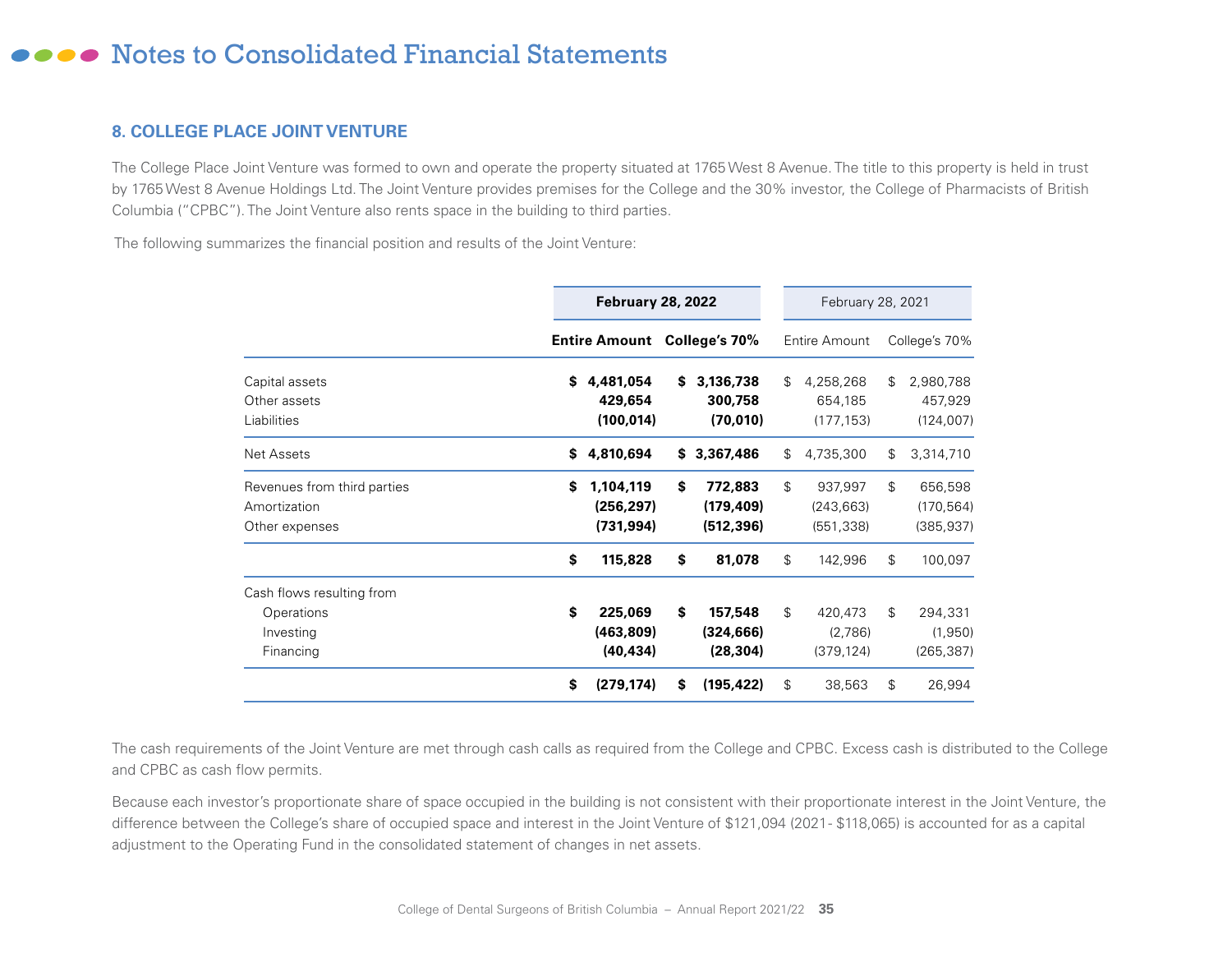# Notes to Consolidated Financial Statements

## 8. COLLEGE PLACE JOINT VENTURE

The College Place Joint Venture was formed to own and operate the property situated at 1765 West 8 Avenue. The title to this property is held in trust by 1765 West 8 Avenue Holdings Ltd. The Joint Venture provides premises for the College and the 30% investor, the College of Pharmacists of British Columbia ("CPBC"). The Joint Venture also rents space in the building to third parties.

The following summarizes the financial position and results of the Joint Venture:

| | **February 28, 2022** | | February 28, 2021 | |
|---|---|---|---|---|
| | **Entire Amount** | **College's 70%** | Entire Amount | College's 70% |
| Capital assets | **$ 4,481,054** | **$ 3,136,738** | $ 4,258,268 | $ 2,980,788 |
| Other assets | **429,654** | **300,758** | 654,185 | 457,929 |
| Liabilities | **(100,014)** | **(70,010)** | (177,153) | (124,007) |
| Net Assets | **$ 4,810,694** | **$ 3,367,486** | $ 4,735,300 | $ 3,314,710 |
| Revenues from third parties | **$ 1,104,119** | **$ 772,883** | $ 937,997 | $ 656,598 |
| Amortization | **(256,297)** | **(179,409)** | (243,663) | (170,564) |
| Other expenses | **(731,994)** | **(512,396)** | (551,338) | (385,937) |
| | **$ 115,828** | **$ 81,078** | $ 142,996 | $ 100,097 |
| Cash flows resulting from | | | | |
| Operations | **$ 225,069** | **$ 157,548** | $ 420,473 | $ 294,331 |
| Investing | **(463,809)** | **(324,666)** | (2,786) | (1,950) |
| Financing | **(40,434)** | **(28,304)** | (379,124) | (265,387) |
| | **$ (279,174)** | **$ (195,422)** | $ 38,563 | $ 26,994 |

The cash requirements of the Joint Venture are met through cash calls as required from the College and CPBC. Excess cash is distributed to the College and CPBC as cash flow permits.

Because each investor's proportionate share of space occupied in the building is not consistent with their proportionate interest in the Joint Venture, the difference between the College's share of occupied space and interest in the Joint Venture of $121,094 (2021- $118,065) is accounted for as a capital adjustment to the Operating Fund in the consolidated statement of changes in net assets.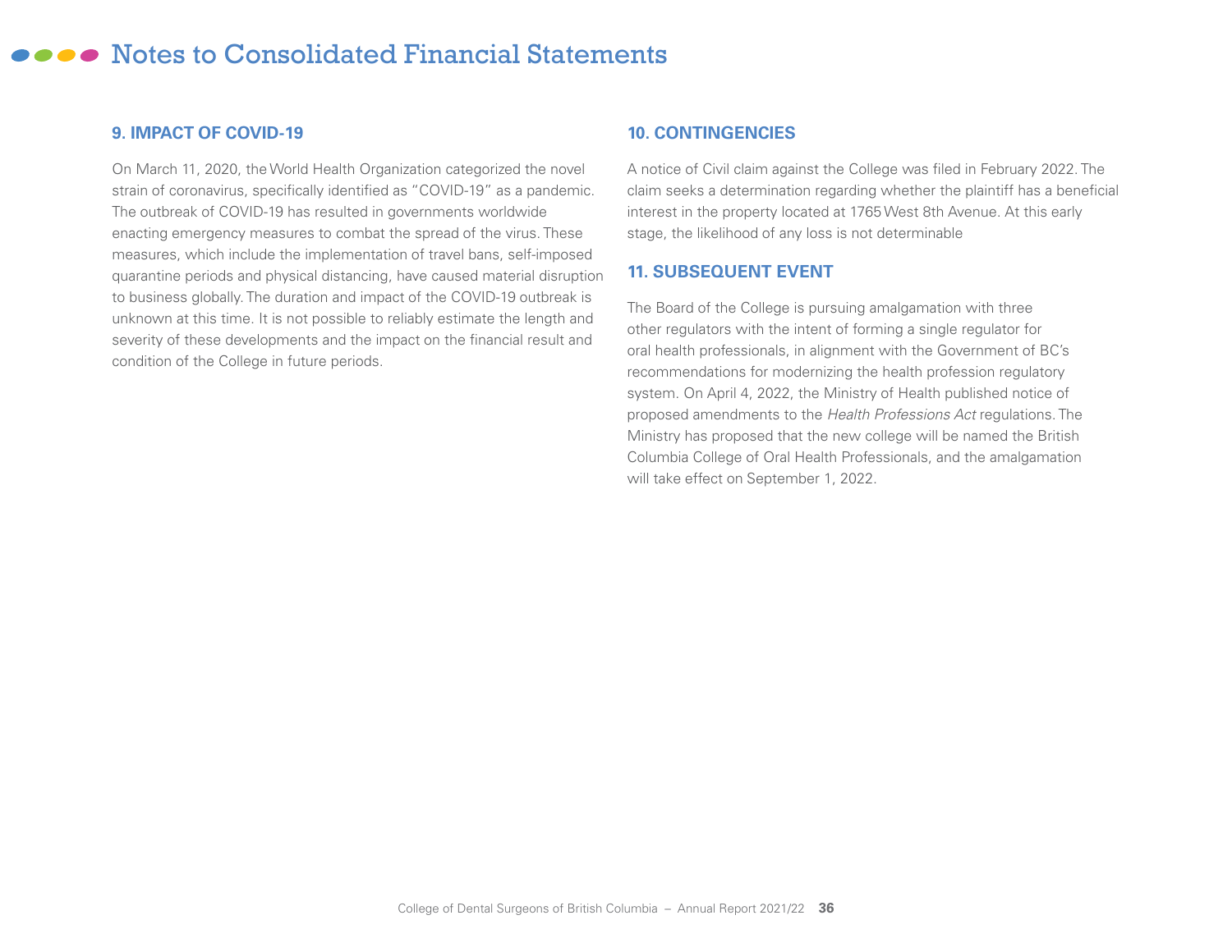# Notes to Consolidated Financial Statements

## 9. IMPACT OF COVID-19

On March 11, 2020, the World Health Organization categorized the novel strain of coronavirus, specifically identified as "COVID-19" as a pandemic. The outbreak of COVID-19 has resulted in governments worldwide enacting emergency measures to combat the spread of the virus. These measures, which include the implementation of travel bans, self-imposed quarantine periods and physical distancing, have caused material disruption to business globally. The duration and impact of the COVID-19 outbreak is unknown at this time. It is not possible to reliably estimate the length and severity of these developments and the impact on the financial result and condition of the College in future periods.

## 10. CONTINGENCIES

A notice of Civil claim against the College was filed in February 2022. The claim seeks a determination regarding whether the plaintiff has a beneficial interest in the property located at 1765 West 8th Avenue. At this early stage, the likelihood of any loss is not determinable

## 11. SUBSEQUENT EVENT

The Board of the College is pursuing amalgamation with three other regulators with the intent of forming a single regulator for oral health professionals, in alignment with the Government of BC's recommendations for modernizing the health profession regulatory system. On April 4, 2022, the Ministry of Health published notice of proposed amendments to the *Health Professions Act* regulations. The Ministry has proposed that the new college will be named the British Columbia College of Oral Health Professionals, and the amalgamation will take effect on September 1, 2022.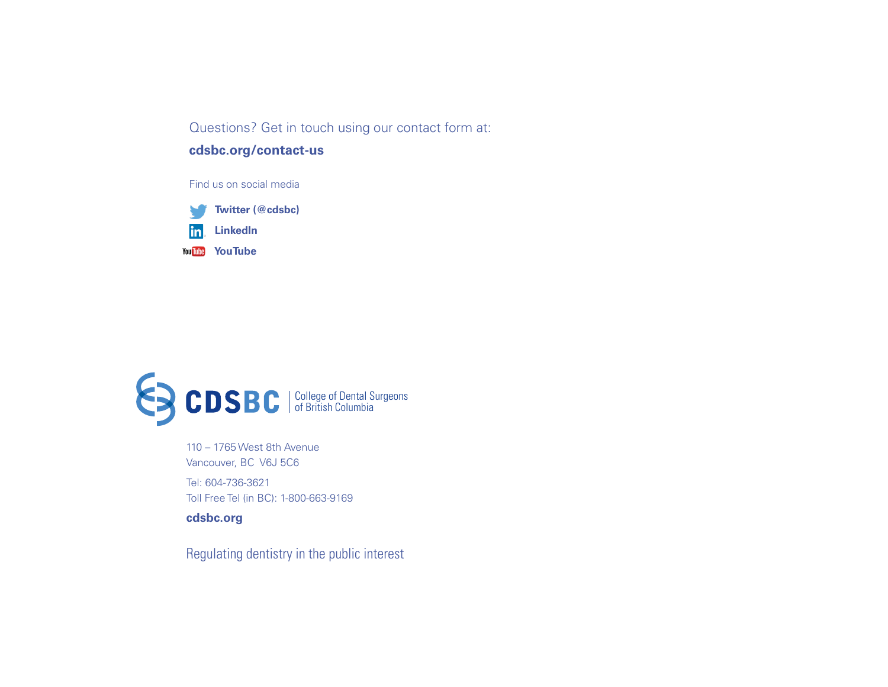Questions? Get in touch using our contact form at:

**cdsbc.org/contact-us**

Find us on social media

**Twitter (@cdsbc)**

**LinkedIn**

**YouTube**

**CDSBC** | College of Dental Surgeons of British Columbia

110 – 1765 West 8th Avenue
Vancouver, BC V6J 5C6

Tel: 604-736-3621
Toll Free Tel (in BC): 1-800-663-9169

**cdsbc.org**

Regulating dentistry in the public interest